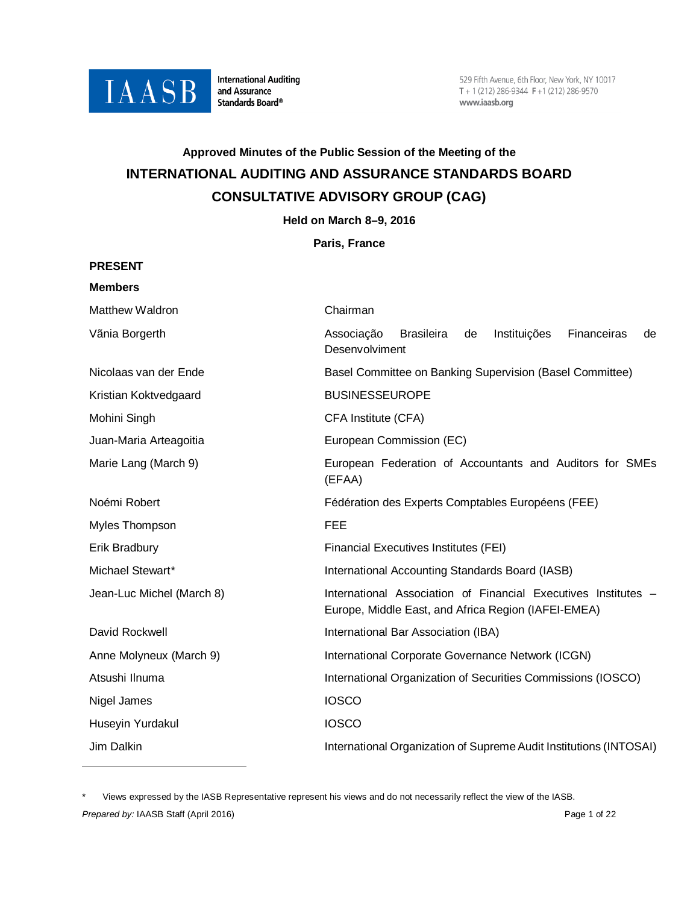IAASB International Auditing and Assurance Standards Board®

529 Fifth Avenue, 6th Floor, New York, NY 10017
T + 1 (212) 286-9344 F +1 (212) 286-9570
www.iaasb.org

**Approved Minutes of the Public Session of the Meeting of the**

# INTERNATIONAL AUDITING AND ASSURANCE STANDARDS BOARD CONSULTATIVE ADVISORY GROUP (CAG)

**Held on March 8–9, 2016**

**Paris, France**

**PRESENT**

**Members**

| | |
|---|---|
| Matthew Waldron | Chairman |
| Vãnia Borgerth | Associação Brasileira de Instituições Financeiras de Desenvolviment |
| Nicolaas van der Ende | Basel Committee on Banking Supervision (Basel Committee) |
| Kristian Koktvedgaard | BUSINESSEUROPE |
| Mohini Singh | CFA Institute (CFA) |
| Juan-Maria Arteagoitia | European Commission (EC) |
| Marie Lang (March 9) | European Federation of Accountants and Auditors for SMEs (EFAA) |
| Noémi Robert | Fédération des Experts Comptables Européens (FEE) |
| Myles Thompson | FEE |
| Erik Bradbury | Financial Executives Institutes (FEI) |
| Michael Stewart* | International Accounting Standards Board (IASB) |
| Jean-Luc Michel (March 8) | International Association of Financial Executives Institutes – Europe, Middle East, and Africa Region (IAFEI-EMEA) |
| David Rockwell | International Bar Association (IBA) |
| Anne Molyneux (March 9) | International Corporate Governance Network (ICGN) |
| Atsushi Ilnuma | International Organization of Securities Commissions (IOSCO) |
| Nigel James | IOSCO |
| Huseyin Yurdakul | IOSCO |
| Jim Dalkin | International Organization of Supreme Audit Institutions (INTOSAI) |

\* Views expressed by the IASB Representative represent his views and do not necessarily reflect the view of the IASB.

*Prepared by:* IAASB Staff (April 2016)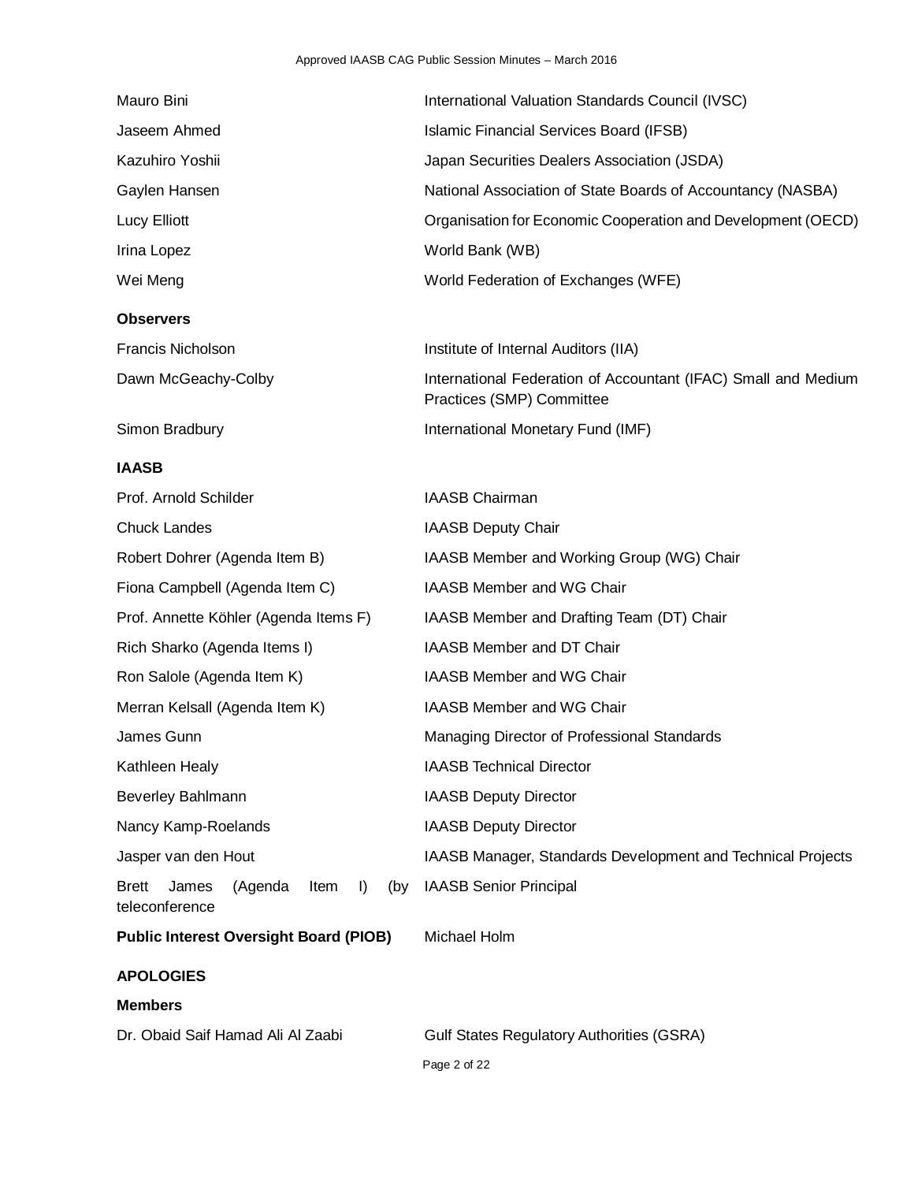| | |
|---|---|
| Mauro Bini | International Valuation Standards Council (IVSC) |
| Jaseem Ahmed | Islamic Financial Services Board (IFSB) |
| Kazuhiro Yoshii | Japan Securities Dealers Association (JSDA) |
| Gaylen Hansen | National Association of State Boards of Accountancy (NASBA) |
| Lucy Elliott | Organisation for Economic Cooperation and Development (OECD) |
| Irina Lopez | World Bank (WB) |
| Wei Meng | World Federation of Exchanges (WFE) |

**Observers**

| | |
|---|---|
| Francis Nicholson | Institute of Internal Auditors (IIA) |
| Dawn McGeachy-Colby | International Federation of Accountant (IFAC) Small and Medium Practices (SMP) Committee |
| Simon Bradbury | International Monetary Fund (IMF) |

**IAASB**

| | |
|---|---|
| Prof. Arnold Schilder | IAASB Chairman |
| Chuck Landes | IAASB Deputy Chair |
| Robert Dohrer (Agenda Item B) | IAASB Member and Working Group (WG) Chair |
| Fiona Campbell (Agenda Item C) | IAASB Member and WG Chair |
| Prof. Annette Köhler (Agenda Items F) | IAASB Member and Drafting Team (DT) Chair |
| Rich Sharko (Agenda Items I) | IAASB Member and DT Chair |
| Ron Salole (Agenda Item K) | IAASB Member and WG Chair |
| Merran Kelsall (Agenda Item K) | IAASB Member and WG Chair |
| James Gunn | Managing Director of Professional Standards |
| Kathleen Healy | IAASB Technical Director |
| Beverley Bahlmann | IAASB Deputy Director |
| Nancy Kamp-Roelands | IAASB Deputy Director |
| Jasper van den Hout | IAASB Manager, Standards Development and Technical Projects |
| Brett James (Agenda Item I) (by teleconference | IAASB Senior Principal |
| **Public Interest Oversight Board (PIOB)** | Michael Holm |

**APOLOGIES**

**Members**

| | |
|---|---|
| Dr. Obaid Saif Hamad Ali Al Zaabi | Gulf States Regulatory Authorities (GSRA) |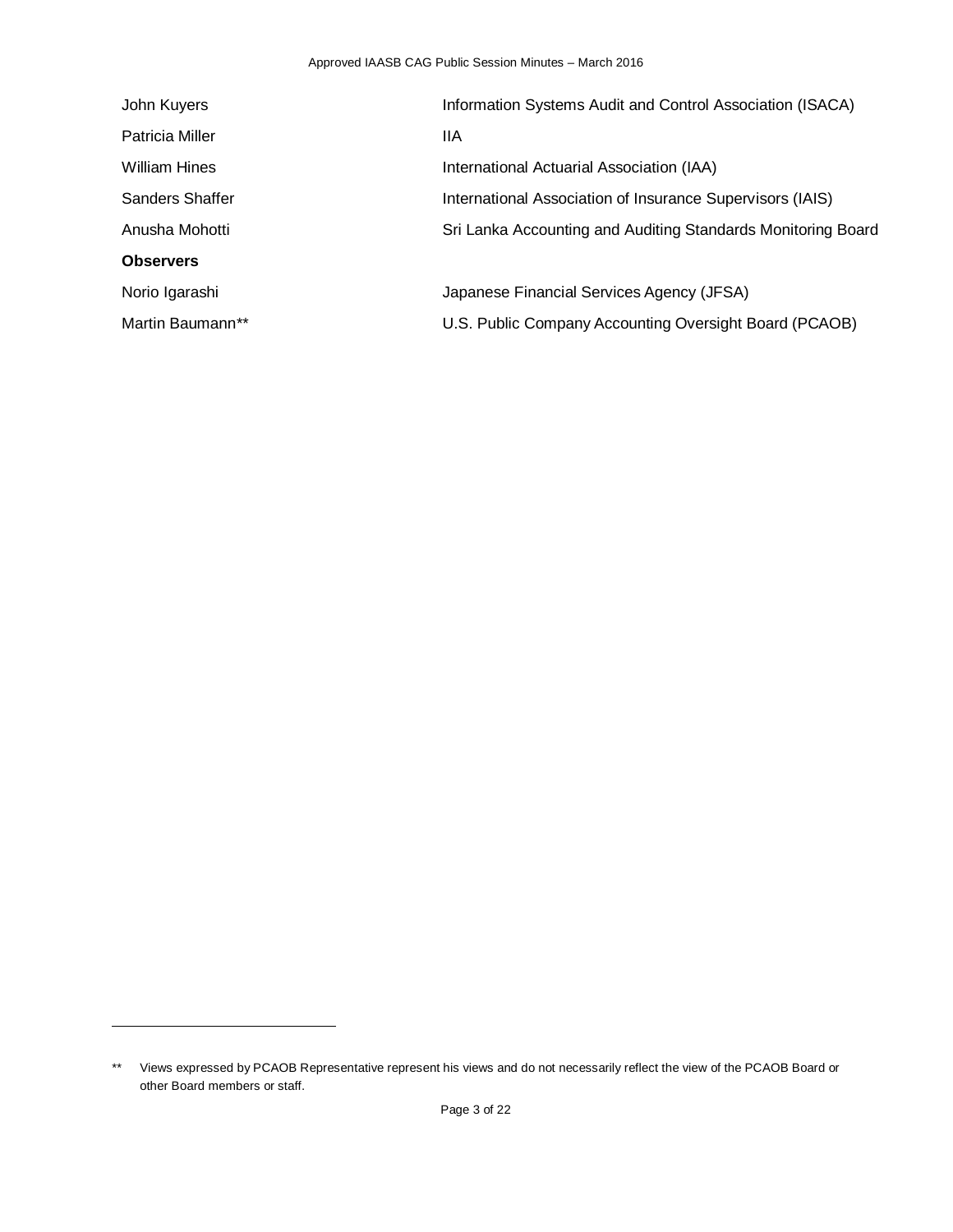| | |
|---|---|
| John Kuyers | Information Systems Audit and Control Association (ISACA) |
| Patricia Miller | IIA |
| William Hines | International Actuarial Association (IAA) |
| Sanders Shaffer | International Association of Insurance Supervisors (IAIS) |
| Anusha Mohotti | Sri Lanka Accounting and Auditing Standards Monitoring Board |
| **Observers** | |
| Norio Igarashi | Japanese Financial Services Agency (JFSA) |
| Martin Baumann** | U.S. Public Company Accounting Oversight Board (PCAOB) |

---

** Views expressed by PCAOB Representative represent his views and do not necessarily reflect the view of the PCAOB Board or other Board members or staff.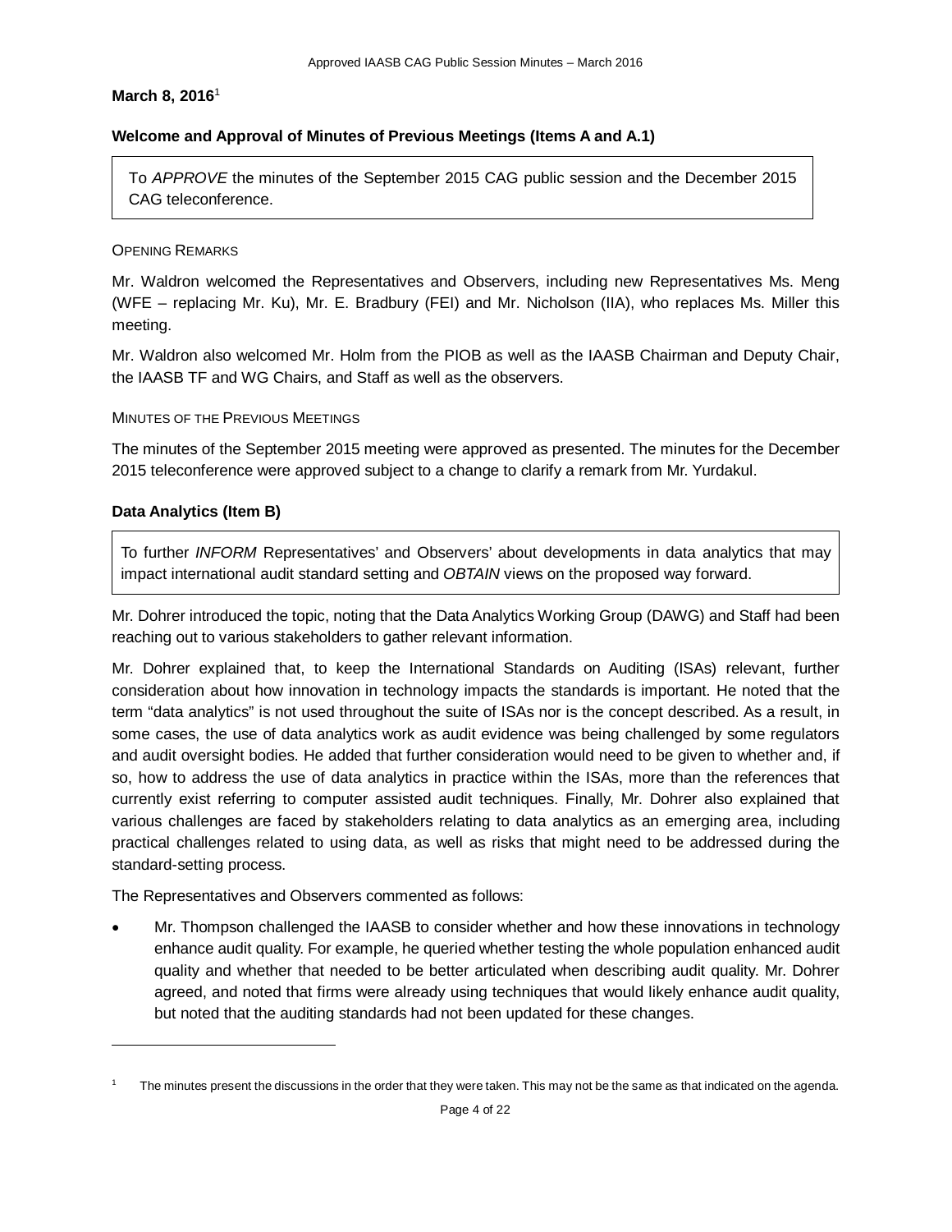**March 8, 2016**[1]

**Welcome and Approval of Minutes of Previous Meetings (Items A and A.1)**

> To *APPROVE* the minutes of the September 2015 CAG public session and the December 2015 CAG teleconference.

OPENING REMARKS

Mr. Waldron welcomed the Representatives and Observers, including new Representatives Ms. Meng (WFE – replacing Mr. Ku), Mr. E. Bradbury (FEI) and Mr. Nicholson (IIA), who replaces Ms. Miller this meeting.

Mr. Waldron also welcomed Mr. Holm from the PIOB as well as the IAASB Chairman and Deputy Chair, the IAASB TF and WG Chairs, and Staff as well as the observers.

MINUTES OF THE PREVIOUS MEETINGS

The minutes of the September 2015 meeting were approved as presented. The minutes for the December 2015 teleconference were approved subject to a change to clarify a remark from Mr. Yurdakul.

**Data Analytics (Item B)**

> To further *INFORM* Representatives' and Observers' about developments in data analytics that may impact international audit standard setting and *OBTAIN* views on the proposed way forward.

Mr. Dohrer introduced the topic, noting that the Data Analytics Working Group (DAWG) and Staff had been reaching out to various stakeholders to gather relevant information.

Mr. Dohrer explained that, to keep the International Standards on Auditing (ISAs) relevant, further consideration about how innovation in technology impacts the standards is important. He noted that the term "data analytics" is not used throughout the suite of ISAs nor is the concept described. As a result, in some cases, the use of data analytics work as audit evidence was being challenged by some regulators and audit oversight bodies. He added that further consideration would need to be given to whether and, if so, how to address the use of data analytics in practice within the ISAs, more than the references that currently exist referring to computer assisted audit techniques. Finally, Mr. Dohrer also explained that various challenges are faced by stakeholders relating to data analytics as an emerging area, including practical challenges related to using data, as well as risks that might need to be addressed during the standard-setting process.

The Representatives and Observers commented as follows:

- Mr. Thompson challenged the IAASB to consider whether and how these innovations in technology enhance audit quality. For example, he queried whether testing the whole population enhanced audit quality and whether that needed to be better articulated when describing audit quality. Mr. Dohrer agreed, and noted that firms were already using techniques that would likely enhance audit quality, but noted that the auditing standards had not been updated for these changes.

---

[1] The minutes present the discussions in the order that they were taken. This may not be the same as that indicated on the agenda.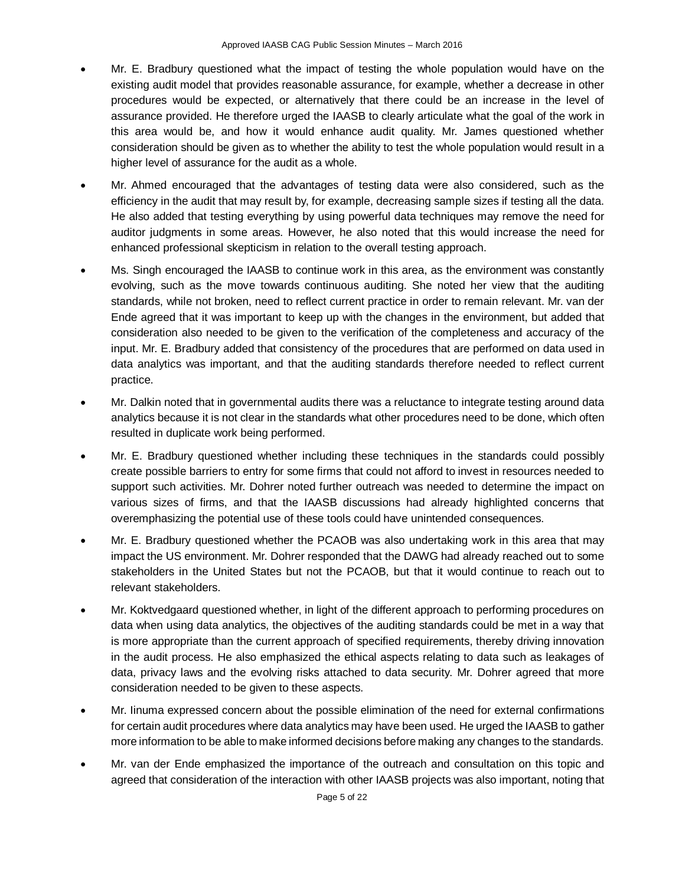- Mr. E. Bradbury questioned what the impact of testing the whole population would have on the existing audit model that provides reasonable assurance, for example, whether a decrease in other procedures would be expected, or alternatively that there could be an increase in the level of assurance provided. He therefore urged the IAASB to clearly articulate what the goal of the work in this area would be, and how it would enhance audit quality. Mr. James questioned whether consideration should be given as to whether the ability to test the whole population would result in a higher level of assurance for the audit as a whole.

- Mr. Ahmed encouraged that the advantages of testing data were also considered, such as the efficiency in the audit that may result by, for example, decreasing sample sizes if testing all the data. He also added that testing everything by using powerful data techniques may remove the need for auditor judgments in some areas. However, he also noted that this would increase the need for enhanced professional skepticism in relation to the overall testing approach.

- Ms. Singh encouraged the IAASB to continue work in this area, as the environment was constantly evolving, such as the move towards continuous auditing. She noted her view that the auditing standards, while not broken, need to reflect current practice in order to remain relevant. Mr. van der Ende agreed that it was important to keep up with the changes in the environment, but added that consideration also needed to be given to the verification of the completeness and accuracy of the input. Mr. E. Bradbury added that consistency of the procedures that are performed on data used in data analytics was important, and that the auditing standards therefore needed to reflect current practice.

- Mr. Dalkin noted that in governmental audits there was a reluctance to integrate testing around data analytics because it is not clear in the standards what other procedures need to be done, which often resulted in duplicate work being performed.

- Mr. E. Bradbury questioned whether including these techniques in the standards could possibly create possible barriers to entry for some firms that could not afford to invest in resources needed to support such activities. Mr. Dohrer noted further outreach was needed to determine the impact on various sizes of firms, and that the IAASB discussions had already highlighted concerns that overemphasizing the potential use of these tools could have unintended consequences.

- Mr. E. Bradbury questioned whether the PCAOB was also undertaking work in this area that may impact the US environment. Mr. Dohrer responded that the DAWG had already reached out to some stakeholders in the United States but not the PCAOB, but that it would continue to reach out to relevant stakeholders.

- Mr. Koktvedgaard questioned whether, in light of the different approach to performing procedures on data when using data analytics, the objectives of the auditing standards could be met in a way that is more appropriate than the current approach of specified requirements, thereby driving innovation in the audit process. He also emphasized the ethical aspects relating to data such as leakages of data, privacy laws and the evolving risks attached to data security. Mr. Dohrer agreed that more consideration needed to be given to these aspects.

- Mr. Iinuma expressed concern about the possible elimination of the need for external confirmations for certain audit procedures where data analytics may have been used. He urged the IAASB to gather more information to be able to make informed decisions before making any changes to the standards.

- Mr. van der Ende emphasized the importance of the outreach and consultation on this topic and agreed that consideration of the interaction with other IAASB projects was also important, noting that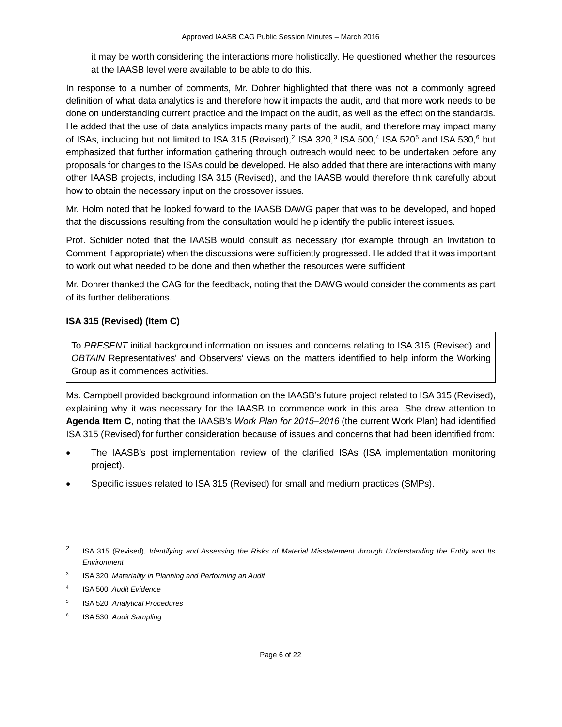it may be worth considering the interactions more holistically. He questioned whether the resources at the IAASB level were available to be able to do this.

In response to a number of comments, Mr. Dohrer highlighted that there was not a commonly agreed definition of what data analytics is and therefore how it impacts the audit, and that more work needs to be done on understanding current practice and the impact on the audit, as well as the effect on the standards. He added that the use of data analytics impacts many parts of the audit, and therefore may impact many of ISAs, including but not limited to ISA 315 (Revised),[2] ISA 320,[3] ISA 500,[4] ISA 520[5] and ISA 530,[6] but emphasized that further information gathering through outreach would need to be undertaken before any proposals for changes to the ISAs could be developed. He also added that there are interactions with many other IAASB projects, including ISA 315 (Revised), and the IAASB would therefore think carefully about how to obtain the necessary input on the crossover issues.

Mr. Holm noted that he looked forward to the IAASB DAWG paper that was to be developed, and hoped that the discussions resulting from the consultation would help identify the public interest issues.

Prof. Schilder noted that the IAASB would consult as necessary (for example through an Invitation to Comment if appropriate) when the discussions were sufficiently progressed. He added that it was important to work out what needed to be done and then whether the resources were sufficient.

Mr. Dohrer thanked the CAG for the feedback, noting that the DAWG would consider the comments as part of its further deliberations.

**ISA 315 (Revised) (Item C)**

To *PRESENT* initial background information on issues and concerns relating to ISA 315 (Revised) and *OBTAIN* Representatives' and Observers' views on the matters identified to help inform the Working Group as it commences activities.

Ms. Campbell provided background information on the IAASB's future project related to ISA 315 (Revised), explaining why it was necessary for the IAASB to commence work in this area. She drew attention to **Agenda Item C**, noting that the IAASB's *Work Plan for 2015–2016* (the current Work Plan) had identified ISA 315 (Revised) for further consideration because of issues and concerns that had been identified from:

- The IAASB's post implementation review of the clarified ISAs (ISA implementation monitoring project).
- Specific issues related to ISA 315 (Revised) for small and medium practices (SMPs).

---

[2] ISA 315 (Revised), *Identifying and Assessing the Risks of Material Misstatement through Understanding the Entity and Its Environment*

[3] ISA 320, *Materiality in Planning and Performing an Audit*

[4] ISA 500, *Audit Evidence*

[5] ISA 520, *Analytical Procedures*

[6] ISA 530, *Audit Sampling*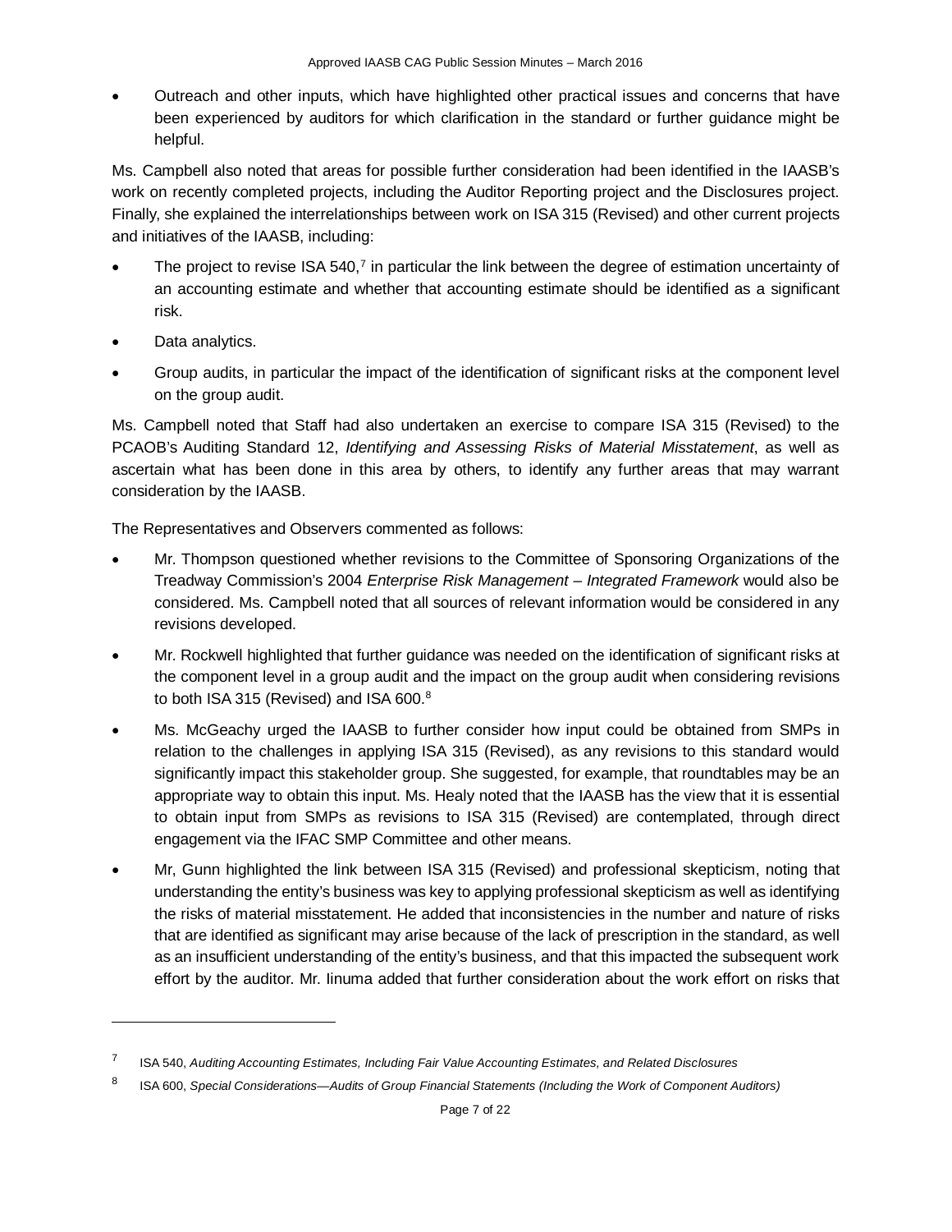- Outreach and other inputs, which have highlighted other practical issues and concerns that have been experienced by auditors for which clarification in the standard or further guidance might be helpful.

Ms. Campbell also noted that areas for possible further consideration had been identified in the IAASB's work on recently completed projects, including the Auditor Reporting project and the Disclosures project. Finally, she explained the interrelationships between work on ISA 315 (Revised) and other current projects and initiatives of the IAASB, including:

- The project to revise ISA 540,[7] in particular the link between the degree of estimation uncertainty of an accounting estimate and whether that accounting estimate should be identified as a significant risk.
- Data analytics.
- Group audits, in particular the impact of the identification of significant risks at the component level on the group audit.

Ms. Campbell noted that Staff had also undertaken an exercise to compare ISA 315 (Revised) to the PCAOB's Auditing Standard 12, *Identifying and Assessing Risks of Material Misstatement*, as well as ascertain what has been done in this area by others, to identify any further areas that may warrant consideration by the IAASB.

The Representatives and Observers commented as follows:

- Mr. Thompson questioned whether revisions to the Committee of Sponsoring Organizations of the Treadway Commission's 2004 *Enterprise Risk Management – Integrated Framework* would also be considered. Ms. Campbell noted that all sources of relevant information would be considered in any revisions developed.
- Mr. Rockwell highlighted that further guidance was needed on the identification of significant risks at the component level in a group audit and the impact on the group audit when considering revisions to both ISA 315 (Revised) and ISA 600.[8]
- Ms. McGeachy urged the IAASB to further consider how input could be obtained from SMPs in relation to the challenges in applying ISA 315 (Revised), as any revisions to this standard would significantly impact this stakeholder group. She suggested, for example, that roundtables may be an appropriate way to obtain this input. Ms. Healy noted that the IAASB has the view that it is essential to obtain input from SMPs as revisions to ISA 315 (Revised) are contemplated, through direct engagement via the IFAC SMP Committee and other means.
- Mr, Gunn highlighted the link between ISA 315 (Revised) and professional skepticism, noting that understanding the entity's business was key to applying professional skepticism as well as identifying the risks of material misstatement. He added that inconsistencies in the number and nature of risks that are identified as significant may arise because of the lack of prescription in the standard, as well as an insufficient understanding of the entity's business, and that this impacted the subsequent work effort by the auditor. Mr. Iinuma added that further consideration about the work effort on risks that

---

[7] ISA 540, *Auditing Accounting Estimates, Including Fair Value Accounting Estimates, and Related Disclosures*

[8] ISA 600, *Special Considerations—Audits of Group Financial Statements (Including the Work of Component Auditors)*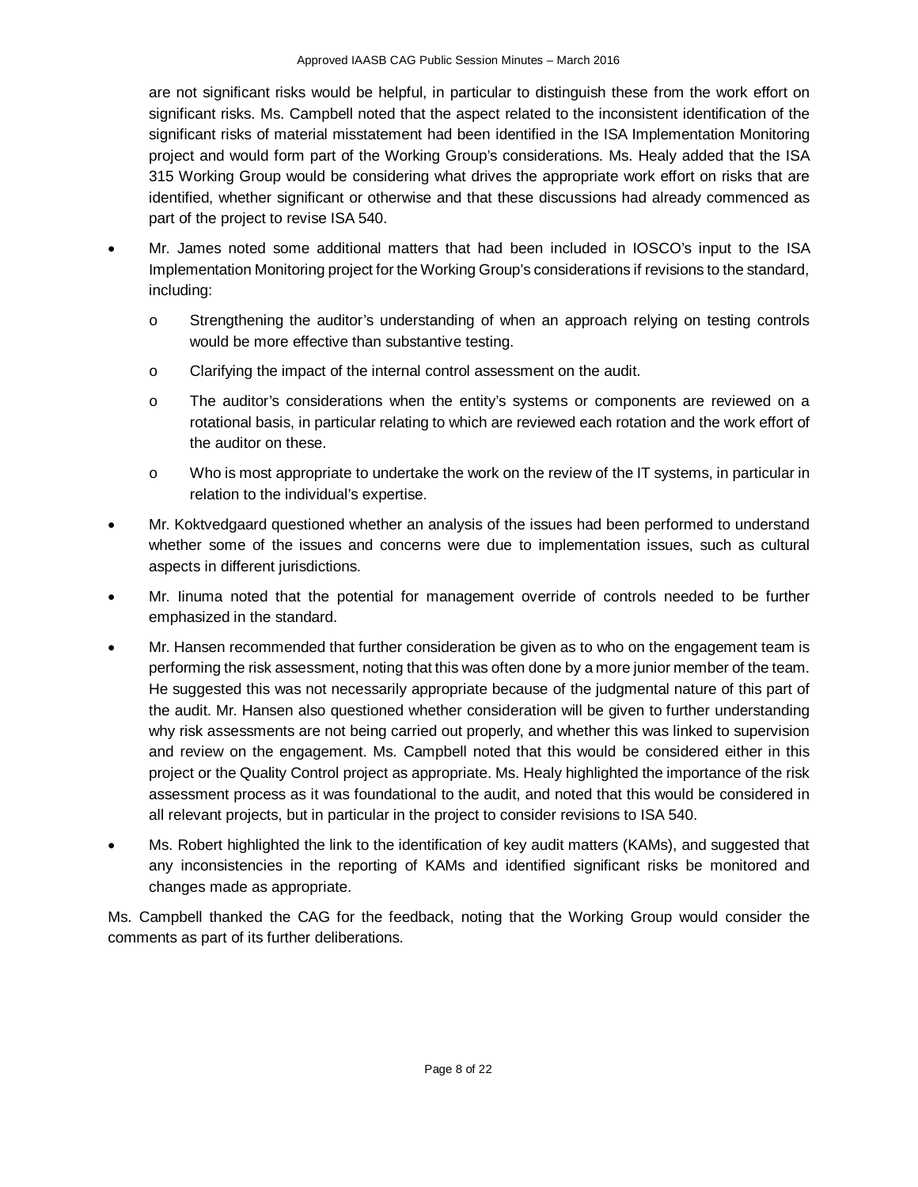are not significant risks would be helpful, in particular to distinguish these from the work effort on significant risks. Ms. Campbell noted that the aspect related to the inconsistent identification of the significant risks of material misstatement had been identified in the ISA Implementation Monitoring project and would form part of the Working Group's considerations. Ms. Healy added that the ISA 315 Working Group would be considering what drives the appropriate work effort on risks that are identified, whether significant or otherwise and that these discussions had already commenced as part of the project to revise ISA 540.

- Mr. James noted some additional matters that had been included in IOSCO's input to the ISA Implementation Monitoring project for the Working Group's considerations if revisions to the standard, including:
    - Strengthening the auditor's understanding of when an approach relying on testing controls would be more effective than substantive testing.
    - Clarifying the impact of the internal control assessment on the audit.
    - The auditor's considerations when the entity's systems or components are reviewed on a rotational basis, in particular relating to which are reviewed each rotation and the work effort of the auditor on these.
    - Who is most appropriate to undertake the work on the review of the IT systems, in particular in relation to the individual's expertise.
- Mr. Koktvedgaard questioned whether an analysis of the issues had been performed to understand whether some of the issues and concerns were due to implementation issues, such as cultural aspects in different jurisdictions.
- Mr. Iinuma noted that the potential for management override of controls needed to be further emphasized in the standard.
- Mr. Hansen recommended that further consideration be given as to who on the engagement team is performing the risk assessment, noting that this was often done by a more junior member of the team. He suggested this was not necessarily appropriate because of the judgmental nature of this part of the audit. Mr. Hansen also questioned whether consideration will be given to further understanding why risk assessments are not being carried out properly, and whether this was linked to supervision and review on the engagement. Ms. Campbell noted that this would be considered either in this project or the Quality Control project as appropriate. Ms. Healy highlighted the importance of the risk assessment process as it was foundational to the audit, and noted that this would be considered in all relevant projects, but in particular in the project to consider revisions to ISA 540.
- Ms. Robert highlighted the link to the identification of key audit matters (KAMs), and suggested that any inconsistencies in the reporting of KAMs and identified significant risks be monitored and changes made as appropriate.

Ms. Campbell thanked the CAG for the feedback, noting that the Working Group would consider the comments as part of its further deliberations.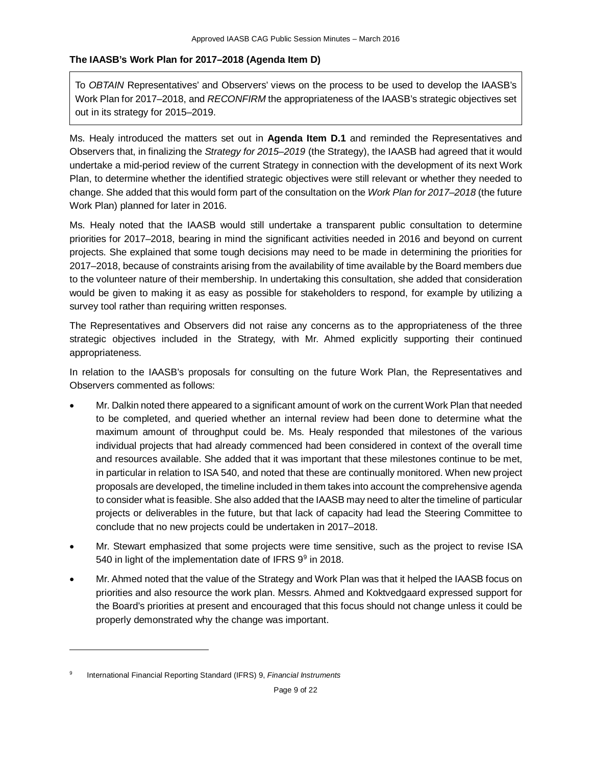**The IAASB's Work Plan for 2017–2018 (Agenda Item D)**

To *OBTAIN* Representatives' and Observers' views on the process to be used to develop the IAASB's Work Plan for 2017–2018, and *RECONFIRM* the appropriateness of the IAASB's strategic objectives set out in its strategy for 2015–2019.

Ms. Healy introduced the matters set out in **Agenda Item D.1** and reminded the Representatives and Observers that, in finalizing the *Strategy for 2015–2019* (the Strategy), the IAASB had agreed that it would undertake a mid-period review of the current Strategy in connection with the development of its next Work Plan, to determine whether the identified strategic objectives were still relevant or whether they needed to change. She added that this would form part of the consultation on the *Work Plan for 2017–2018* (the future Work Plan) planned for later in 2016.

Ms. Healy noted that the IAASB would still undertake a transparent public consultation to determine priorities for 2017–2018, bearing in mind the significant activities needed in 2016 and beyond on current projects. She explained that some tough decisions may need to be made in determining the priorities for 2017–2018, because of constraints arising from the availability of time available by the Board members due to the volunteer nature of their membership. In undertaking this consultation, she added that consideration would be given to making it as easy as possible for stakeholders to respond, for example by utilizing a survey tool rather than requiring written responses.

The Representatives and Observers did not raise any concerns as to the appropriateness of the three strategic objectives included in the Strategy, with Mr. Ahmed explicitly supporting their continued appropriateness.

In relation to the IAASB's proposals for consulting on the future Work Plan, the Representatives and Observers commented as follows:

- Mr. Dalkin noted there appeared to a significant amount of work on the current Work Plan that needed to be completed, and queried whether an internal review had been done to determine what the maximum amount of throughput could be. Ms. Healy responded that milestones of the various individual projects that had already commenced had been considered in context of the overall time and resources available. She added that it was important that these milestones continue to be met, in particular in relation to ISA 540, and noted that these are continually monitored. When new project proposals are developed, the timeline included in them takes into account the comprehensive agenda to consider what is feasible. She also added that the IAASB may need to alter the timeline of particular projects or deliverables in the future, but that lack of capacity had lead the Steering Committee to conclude that no new projects could be undertaken in 2017–2018.
- Mr. Stewart emphasized that some projects were time sensitive, such as the project to revise ISA 540 in light of the implementation date of IFRS 9[9] in 2018.
- Mr. Ahmed noted that the value of the Strategy and Work Plan was that it helped the IAASB focus on priorities and also resource the work plan. Messrs. Ahmed and Koktvedgaard expressed support for the Board's priorities at present and encouraged that this focus should not change unless it could be properly demonstrated why the change was important.

---

[9] International Financial Reporting Standard (IFRS) 9, *Financial Instruments*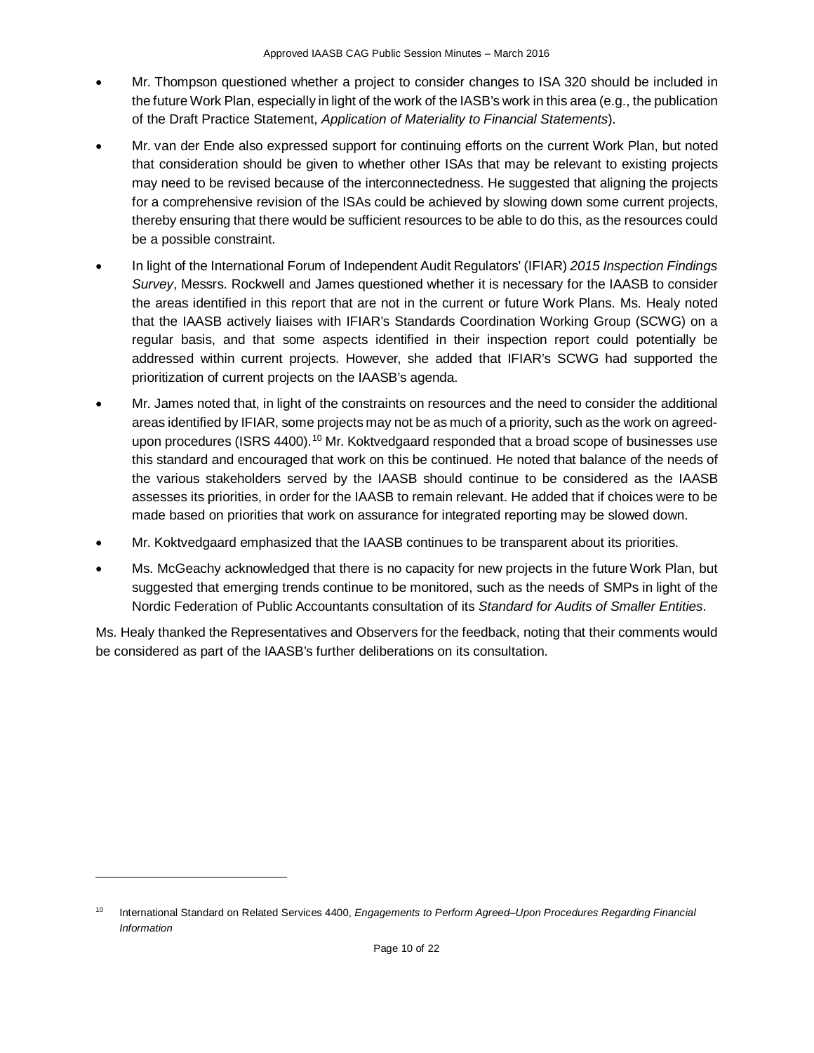- Mr. Thompson questioned whether a project to consider changes to ISA 320 should be included in the future Work Plan, especially in light of the work of the IASB's work in this area (e.g., the publication of the Draft Practice Statement, *Application of Materiality to Financial Statements*).
- Mr. van der Ende also expressed support for continuing efforts on the current Work Plan, but noted that consideration should be given to whether other ISAs that may be relevant to existing projects may need to be revised because of the interconnectedness. He suggested that aligning the projects for a comprehensive revision of the ISAs could be achieved by slowing down some current projects, thereby ensuring that there would be sufficient resources to be able to do this, as the resources could be a possible constraint.
- In light of the International Forum of Independent Audit Regulators' (IFIAR) *2015 Inspection Findings Survey*, Messrs. Rockwell and James questioned whether it is necessary for the IAASB to consider the areas identified in this report that are not in the current or future Work Plans. Ms. Healy noted that the IAASB actively liaises with IFIAR's Standards Coordination Working Group (SCWG) on a regular basis, and that some aspects identified in their inspection report could potentially be addressed within current projects. However, she added that IFIAR's SCWG had supported the prioritization of current projects on the IAASB's agenda.
- Mr. James noted that, in light of the constraints on resources and the need to consider the additional areas identified by IFIAR, some projects may not be as much of a priority, such as the work on agreed-upon procedures (ISRS 4400).[10] Mr. Koktvedgaard responded that a broad scope of businesses use this standard and encouraged that work on this be continued. He noted that balance of the needs of the various stakeholders served by the IAASB should continue to be considered as the IAASB assesses its priorities, in order for the IAASB to remain relevant. He added that if choices were to be made based on priorities that work on assurance for integrated reporting may be slowed down.
- Mr. Koktvedgaard emphasized that the IAASB continues to be transparent about its priorities.
- Ms. McGeachy acknowledged that there is no capacity for new projects in the future Work Plan, but suggested that emerging trends continue to be monitored, such as the needs of SMPs in light of the Nordic Federation of Public Accountants consultation of its *Standard for Audits of Smaller Entities*.

Ms. Healy thanked the Representatives and Observers for the feedback, noting that their comments would be considered as part of the IAASB's further deliberations on its consultation.

---

[10] International Standard on Related Services 4400, *Engagements to Perform Agreed–Upon Procedures Regarding Financial Information*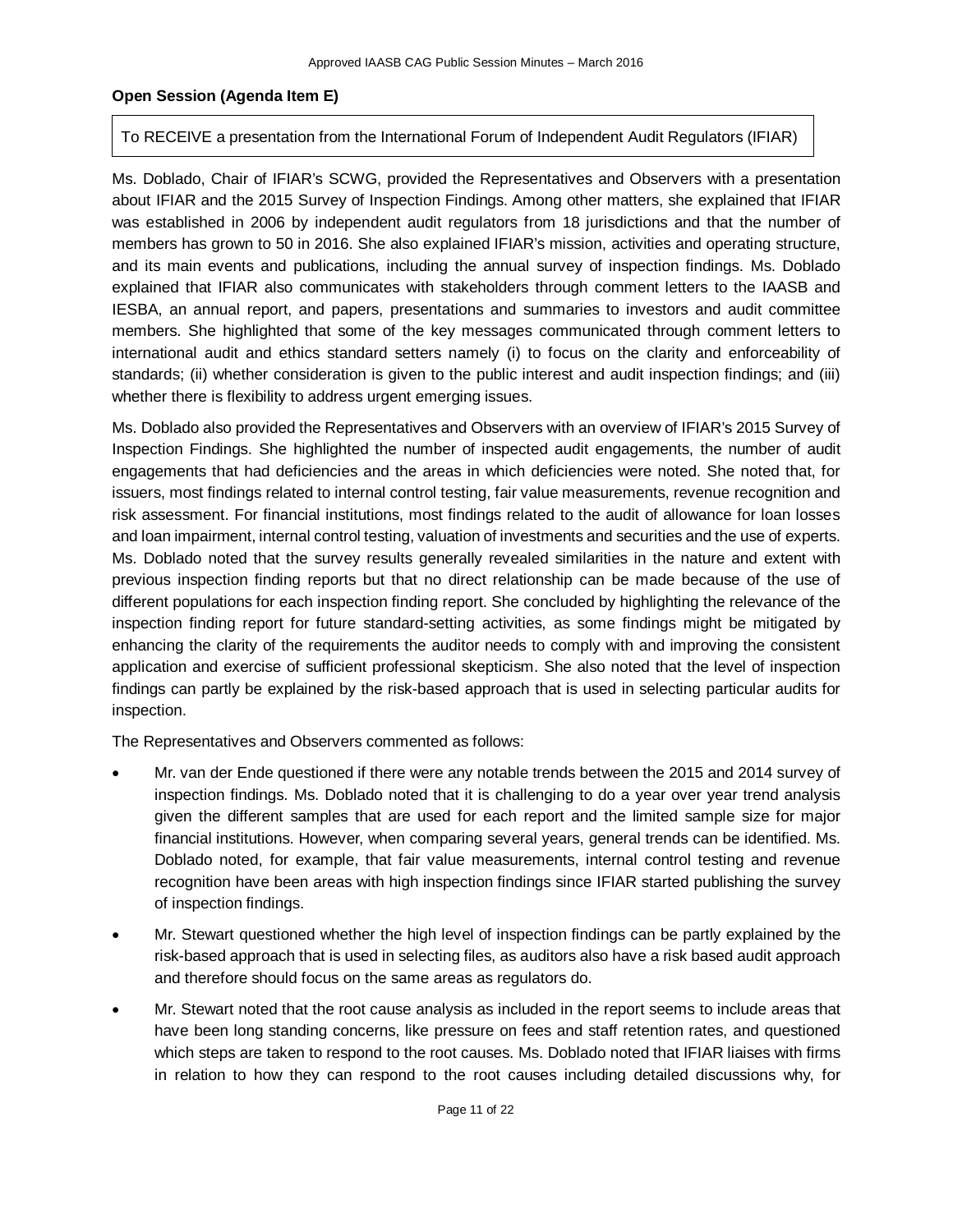**Open Session (Agenda Item E)**

To RECEIVE a presentation from the International Forum of Independent Audit Regulators (IFIAR)

Ms. Doblado, Chair of IFIAR's SCWG, provided the Representatives and Observers with a presentation about IFIAR and the 2015 Survey of Inspection Findings. Among other matters, she explained that IFIAR was established in 2006 by independent audit regulators from 18 jurisdictions and that the number of members has grown to 50 in 2016. She also explained IFIAR's mission, activities and operating structure, and its main events and publications, including the annual survey of inspection findings. Ms. Doblado explained that IFIAR also communicates with stakeholders through comment letters to the IAASB and IESBA, an annual report, and papers, presentations and summaries to investors and audit committee members. She highlighted that some of the key messages communicated through comment letters to international audit and ethics standard setters namely (i) to focus on the clarity and enforceability of standards; (ii) whether consideration is given to the public interest and audit inspection findings; and (iii) whether there is flexibility to address urgent emerging issues.

Ms. Doblado also provided the Representatives and Observers with an overview of IFIAR's 2015 Survey of Inspection Findings. She highlighted the number of inspected audit engagements, the number of audit engagements that had deficiencies and the areas in which deficiencies were noted. She noted that, for issuers, most findings related to internal control testing, fair value measurements, revenue recognition and risk assessment. For financial institutions, most findings related to the audit of allowance for loan losses and loan impairment, internal control testing, valuation of investments and securities and the use of experts. Ms. Doblado noted that the survey results generally revealed similarities in the nature and extent with previous inspection finding reports but that no direct relationship can be made because of the use of different populations for each inspection finding report. She concluded by highlighting the relevance of the inspection finding report for future standard-setting activities, as some findings might be mitigated by enhancing the clarity of the requirements the auditor needs to comply with and improving the consistent application and exercise of sufficient professional skepticism. She also noted that the level of inspection findings can partly be explained by the risk-based approach that is used in selecting particular audits for inspection.

The Representatives and Observers commented as follows:

- Mr. van der Ende questioned if there were any notable trends between the 2015 and 2014 survey of inspection findings. Ms. Doblado noted that it is challenging to do a year over year trend analysis given the different samples that are used for each report and the limited sample size for major financial institutions. However, when comparing several years, general trends can be identified. Ms. Doblado noted, for example, that fair value measurements, internal control testing and revenue recognition have been areas with high inspection findings since IFIAR started publishing the survey of inspection findings.
- Mr. Stewart questioned whether the high level of inspection findings can be partly explained by the risk-based approach that is used in selecting files, as auditors also have a risk based audit approach and therefore should focus on the same areas as regulators do.
- Mr. Stewart noted that the root cause analysis as included in the report seems to include areas that have been long standing concerns, like pressure on fees and staff retention rates, and questioned which steps are taken to respond to the root causes. Ms. Doblado noted that IFIAR liaises with firms in relation to how they can respond to the root causes including detailed discussions why, for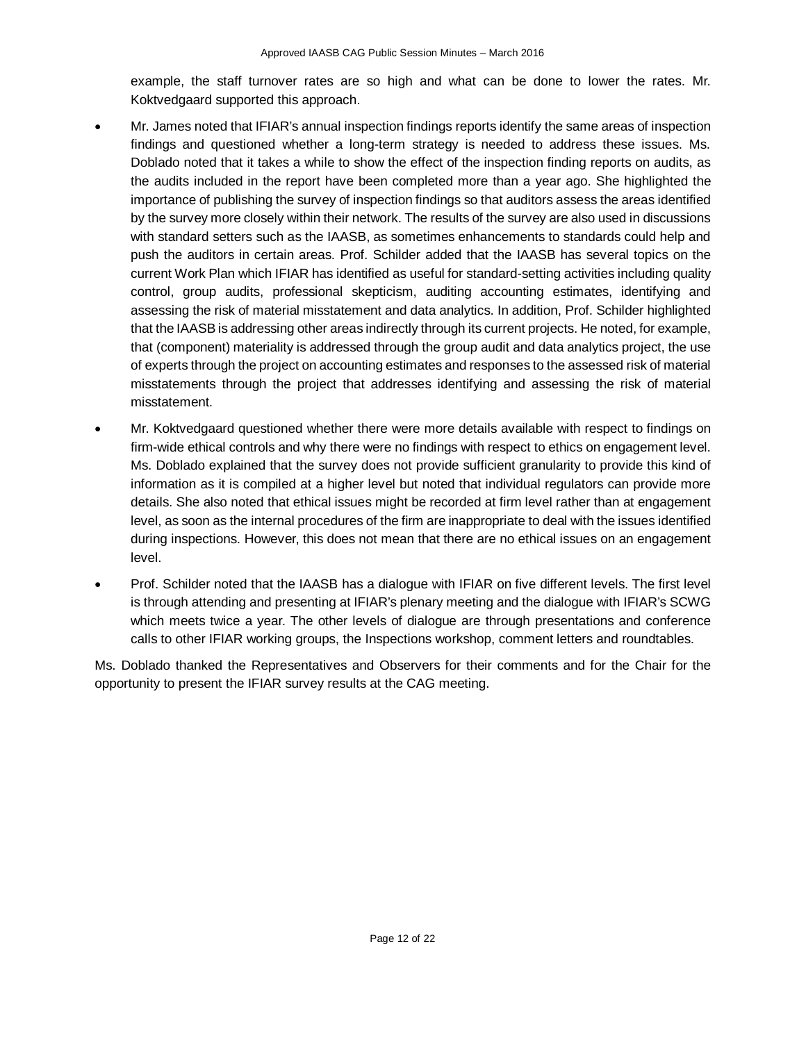example, the staff turnover rates are so high and what can be done to lower the rates. Mr. Koktvedgaard supported this approach.

- Mr. James noted that IFIAR's annual inspection findings reports identify the same areas of inspection findings and questioned whether a long-term strategy is needed to address these issues. Ms. Doblado noted that it takes a while to show the effect of the inspection finding reports on audits, as the audits included in the report have been completed more than a year ago. She highlighted the importance of publishing the survey of inspection findings so that auditors assess the areas identified by the survey more closely within their network. The results of the survey are also used in discussions with standard setters such as the IAASB, as sometimes enhancements to standards could help and push the auditors in certain areas. Prof. Schilder added that the IAASB has several topics on the current Work Plan which IFIAR has identified as useful for standard-setting activities including quality control, group audits, professional skepticism, auditing accounting estimates, identifying and assessing the risk of material misstatement and data analytics. In addition, Prof. Schilder highlighted that the IAASB is addressing other areas indirectly through its current projects. He noted, for example, that (component) materiality is addressed through the group audit and data analytics project, the use of experts through the project on accounting estimates and responses to the assessed risk of material misstatements through the project that addresses identifying and assessing the risk of material misstatement.
- Mr. Koktvedgaard questioned whether there were more details available with respect to findings on firm-wide ethical controls and why there were no findings with respect to ethics on engagement level. Ms. Doblado explained that the survey does not provide sufficient granularity to provide this kind of information as it is compiled at a higher level but noted that individual regulators can provide more details. She also noted that ethical issues might be recorded at firm level rather than at engagement level, as soon as the internal procedures of the firm are inappropriate to deal with the issues identified during inspections. However, this does not mean that there are no ethical issues on an engagement level.
- Prof. Schilder noted that the IAASB has a dialogue with IFIAR on five different levels. The first level is through attending and presenting at IFIAR's plenary meeting and the dialogue with IFIAR's SCWG which meets twice a year. The other levels of dialogue are through presentations and conference calls to other IFIAR working groups, the Inspections workshop, comment letters and roundtables.

Ms. Doblado thanked the Representatives and Observers for their comments and for the Chair for the opportunity to present the IFIAR survey results at the CAG meeting.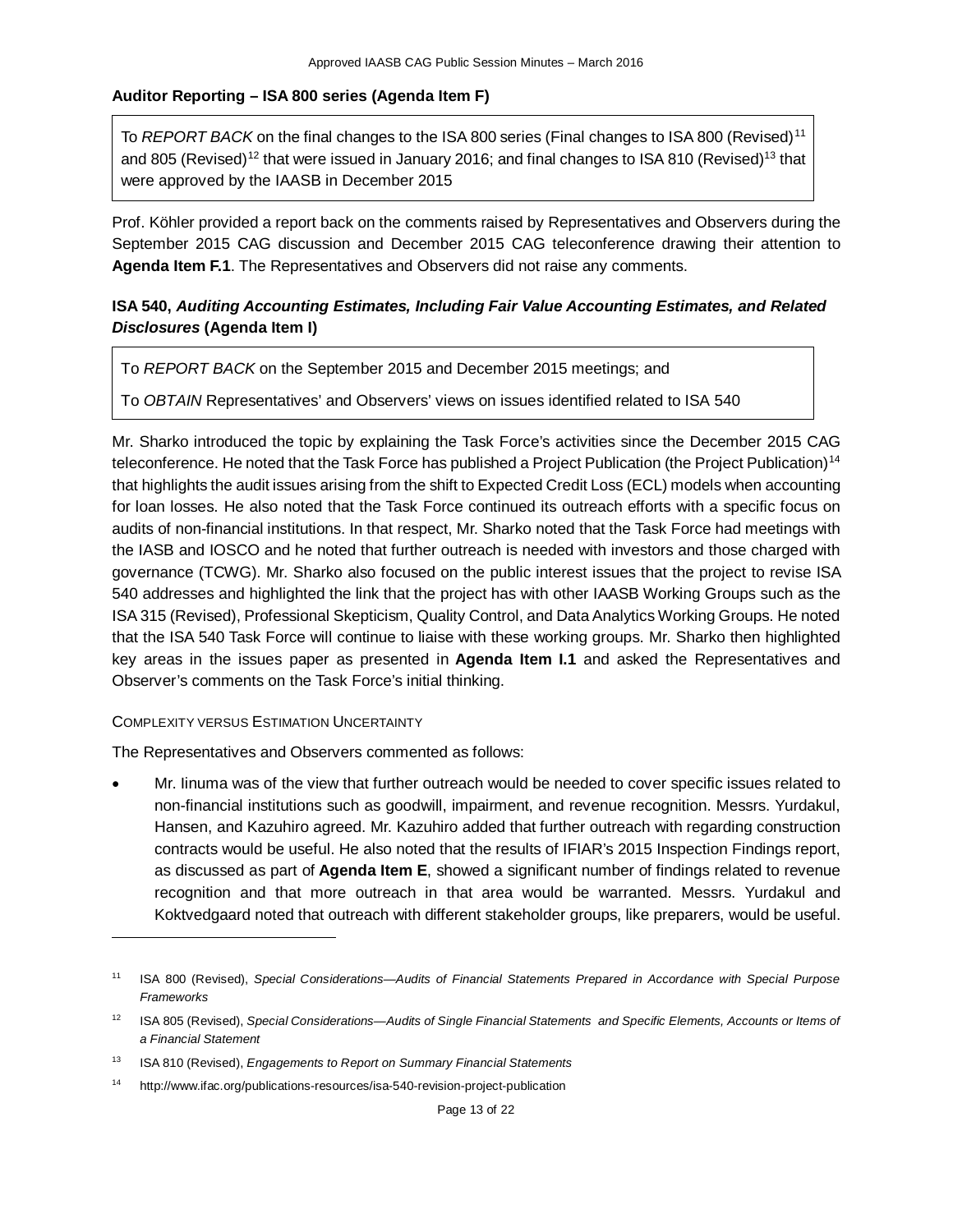### Auditor Reporting – ISA 800 series (Agenda Item F)

> To *REPORT BACK* on the final changes to the ISA 800 series (Final changes to ISA 800 (Revised)[11] and 805 (Revised)[12] that were issued in January 2016; and final changes to ISA 810 (Revised)[13] that were approved by the IAASB in December 2015

Prof. Köhler provided a report back on the comments raised by Representatives and Observers during the September 2015 CAG discussion and December 2015 CAG teleconference drawing their attention to **Agenda Item F.1**. The Representatives and Observers did not raise any comments.

### ISA 540, *Auditing Accounting Estimates, Including Fair Value Accounting Estimates, and Related Disclosures* (Agenda Item I)

> To *REPORT BACK* on the September 2015 and December 2015 meetings; and
>
> To *OBTAIN* Representatives' and Observers' views on issues identified related to ISA 540

Mr. Sharko introduced the topic by explaining the Task Force's activities since the December 2015 CAG teleconference. He noted that the Task Force has published a Project Publication (the Project Publication)[14] that highlights the audit issues arising from the shift to Expected Credit Loss (ECL) models when accounting for loan losses. He also noted that the Task Force continued its outreach efforts with a specific focus on audits of non-financial institutions. In that respect, Mr. Sharko noted that the Task Force had meetings with the IASB and IOSCO and he noted that further outreach is needed with investors and those charged with governance (TCWG). Mr. Sharko also focused on the public interest issues that the project to revise ISA 540 addresses and highlighted the link that the project has with other IAASB Working Groups such as the ISA 315 (Revised), Professional Skepticism, Quality Control, and Data Analytics Working Groups. He noted that the ISA 540 Task Force will continue to liaise with these working groups. Mr. Sharko then highlighted key areas in the issues paper as presented in **Agenda Item I.1** and asked the Representatives and Observer's comments on the Task Force's initial thinking.

#### Complexity versus Estimation Uncertainty

The Representatives and Observers commented as follows:

- Mr. Iinuma was of the view that further outreach would be needed to cover specific issues related to non-financial institutions such as goodwill, impairment, and revenue recognition. Messrs. Yurdakul, Hansen, and Kazuhiro agreed. Mr. Kazuhiro added that further outreach with regarding construction contracts would be useful. He also noted that the results of IFIAR's 2015 Inspection Findings report, as discussed as part of **Agenda Item E**, showed a significant number of findings related to revenue recognition and that more outreach in that area would be warranted. Messrs. Yurdakul and Koktvedgaard noted that outreach with different stakeholder groups, like preparers, would be useful.

---

[11] ISA 800 (Revised), *Special Considerations—Audits of Financial Statements Prepared in Accordance with Special Purpose Frameworks*

[12] ISA 805 (Revised), *Special Considerations—Audits of Single Financial Statements and Specific Elements, Accounts or Items of a Financial Statement*

[13] ISA 810 (Revised), *Engagements to Report on Summary Financial Statements*

[14] http://www.ifac.org/publications-resources/isa-540-revision-project-publication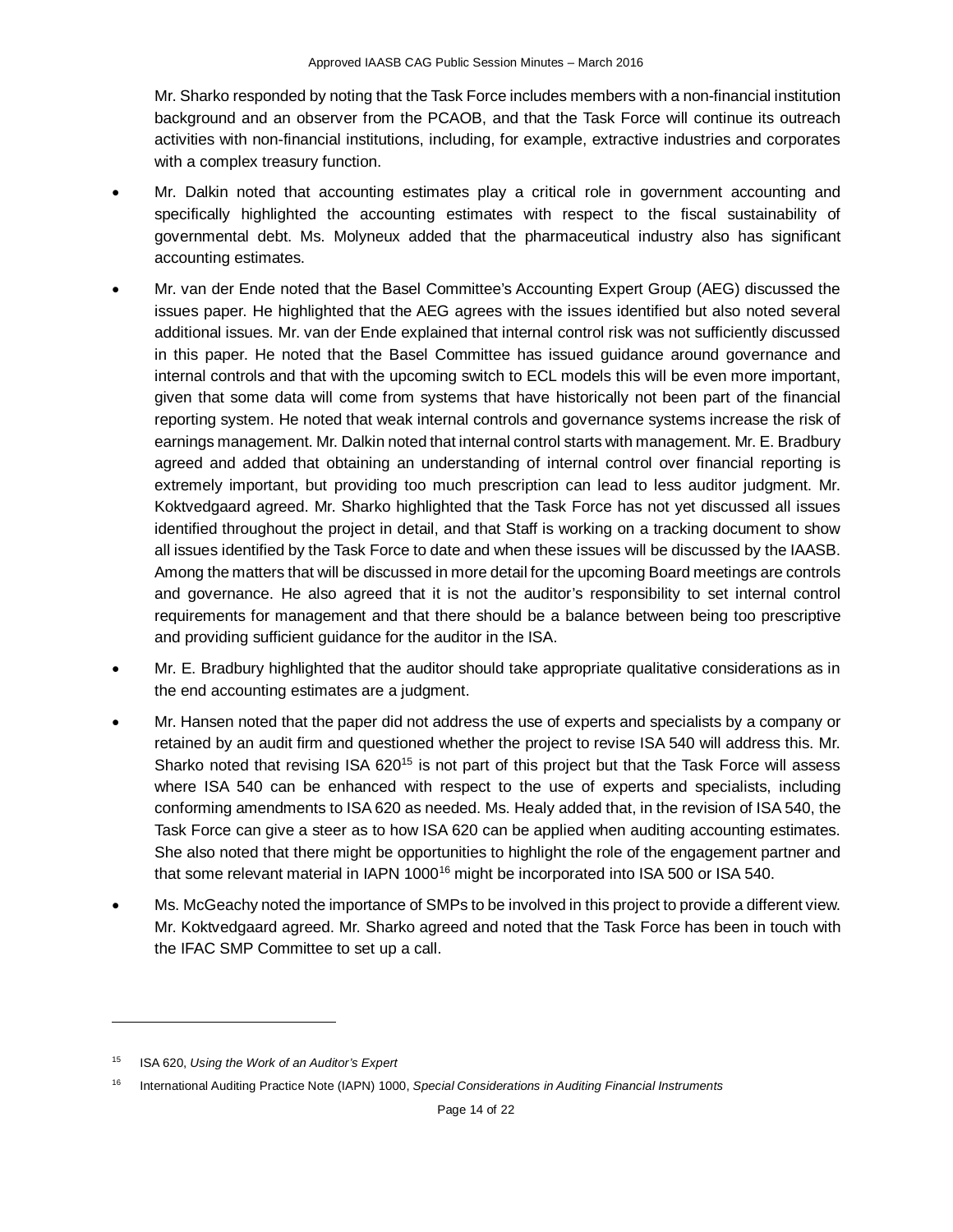Mr. Sharko responded by noting that the Task Force includes members with a non-financial institution background and an observer from the PCAOB, and that the Task Force will continue its outreach activities with non-financial institutions, including, for example, extractive industries and corporates with a complex treasury function.

- Mr. Dalkin noted that accounting estimates play a critical role in government accounting and specifically highlighted the accounting estimates with respect to the fiscal sustainability of governmental debt. Ms. Molyneux added that the pharmaceutical industry also has significant accounting estimates.
- Mr. van der Ende noted that the Basel Committee's Accounting Expert Group (AEG) discussed the issues paper. He highlighted that the AEG agrees with the issues identified but also noted several additional issues. Mr. van der Ende explained that internal control risk was not sufficiently discussed in this paper. He noted that the Basel Committee has issued guidance around governance and internal controls and that with the upcoming switch to ECL models this will be even more important, given that some data will come from systems that have historically not been part of the financial reporting system. He noted that weak internal controls and governance systems increase the risk of earnings management. Mr. Dalkin noted that internal control starts with management. Mr. E. Bradbury agreed and added that obtaining an understanding of internal control over financial reporting is extremely important, but providing too much prescription can lead to less auditor judgment. Mr. Koktvedgaard agreed. Mr. Sharko highlighted that the Task Force has not yet discussed all issues identified throughout the project in detail, and that Staff is working on a tracking document to show all issues identified by the Task Force to date and when these issues will be discussed by the IAASB. Among the matters that will be discussed in more detail for the upcoming Board meetings are controls and governance. He also agreed that it is not the auditor's responsibility to set internal control requirements for management and that there should be a balance between being too prescriptive and providing sufficient guidance for the auditor in the ISA.
- Mr. E. Bradbury highlighted that the auditor should take appropriate qualitative considerations as in the end accounting estimates are a judgment.
- Mr. Hansen noted that the paper did not address the use of experts and specialists by a company or retained by an audit firm and questioned whether the project to revise ISA 540 will address this. Mr. Sharko noted that revising ISA 620[15] is not part of this project but that the Task Force will assess where ISA 540 can be enhanced with respect to the use of experts and specialists, including conforming amendments to ISA 620 as needed. Ms. Healy added that, in the revision of ISA 540, the Task Force can give a steer as to how ISA 620 can be applied when auditing accounting estimates. She also noted that there might be opportunities to highlight the role of the engagement partner and that some relevant material in IAPN 1000[16] might be incorporated into ISA 500 or ISA 540.
- Ms. McGeachy noted the importance of SMPs to be involved in this project to provide a different view. Mr. Koktvedgaard agreed. Mr. Sharko agreed and noted that the Task Force has been in touch with the IFAC SMP Committee to set up a call.

---

[15] ISA 620, *Using the Work of an Auditor's Expert*

[16] International Auditing Practice Note (IAPN) 1000, *Special Considerations in Auditing Financial Instruments*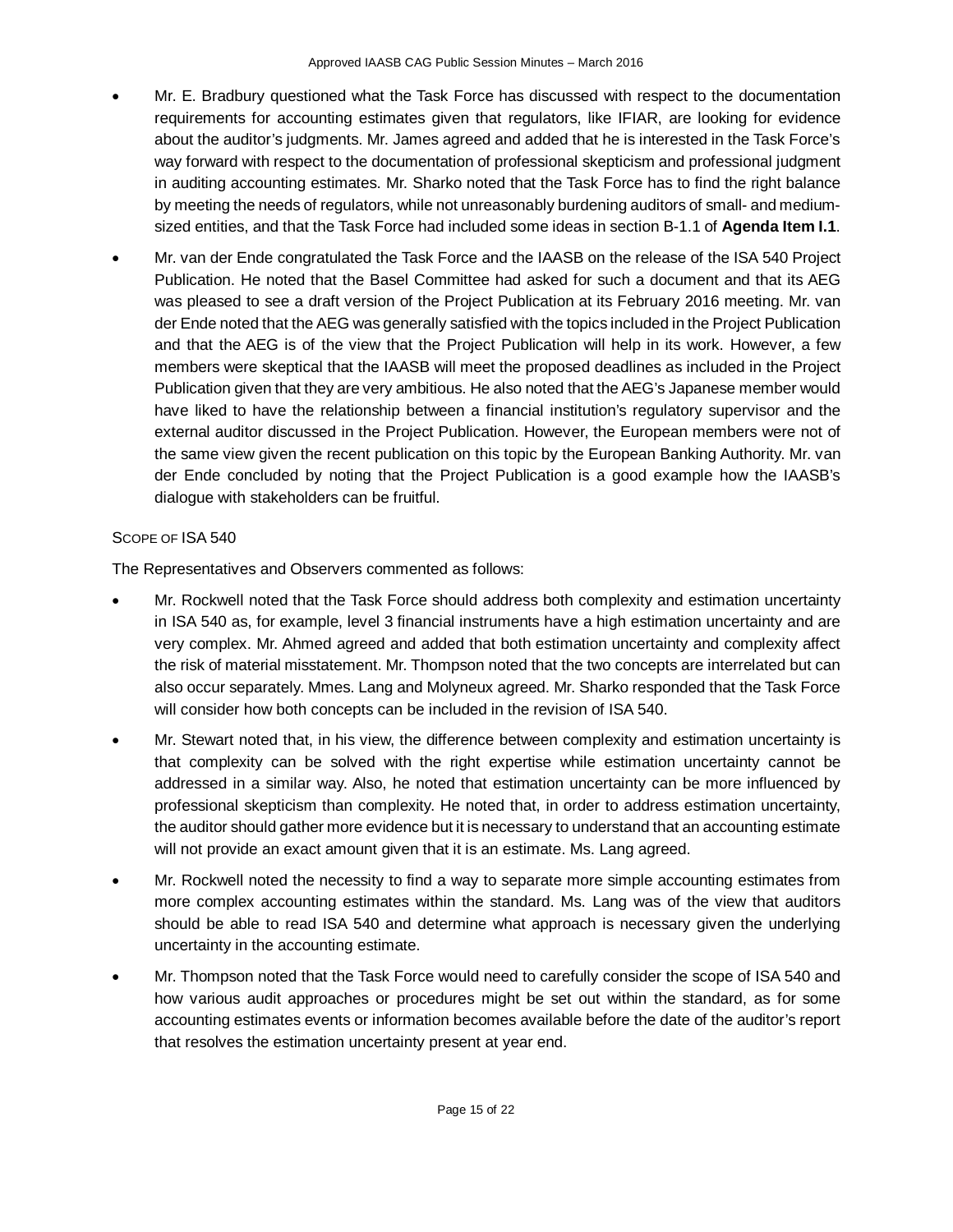- Mr. E. Bradbury questioned what the Task Force has discussed with respect to the documentation requirements for accounting estimates given that regulators, like IFIAR, are looking for evidence about the auditor's judgments. Mr. James agreed and added that he is interested in the Task Force's way forward with respect to the documentation of professional skepticism and professional judgment in auditing accounting estimates. Mr. Sharko noted that the Task Force has to find the right balance by meeting the needs of regulators, while not unreasonably burdening auditors of small- and medium-sized entities, and that the Task Force had included some ideas in section B-1.1 of **Agenda Item I.1**.
- Mr. van der Ende congratulated the Task Force and the IAASB on the release of the ISA 540 Project Publication. He noted that the Basel Committee had asked for such a document and that its AEG was pleased to see a draft version of the Project Publication at its February 2016 meeting. Mr. van der Ende noted that the AEG was generally satisfied with the topics included in the Project Publication and that the AEG is of the view that the Project Publication will help in its work. However, a few members were skeptical that the IAASB will meet the proposed deadlines as included in the Project Publication given that they are very ambitious. He also noted that the AEG's Japanese member would have liked to have the relationship between a financial institution's regulatory supervisor and the external auditor discussed in the Project Publication. However, the European members were not of the same view given the recent publication on this topic by the European Banking Authority. Mr. van der Ende concluded by noting that the Project Publication is a good example how the IAASB's dialogue with stakeholders can be fruitful.

SCOPE OF ISA 540

The Representatives and Observers commented as follows:

- Mr. Rockwell noted that the Task Force should address both complexity and estimation uncertainty in ISA 540 as, for example, level 3 financial instruments have a high estimation uncertainty and are very complex. Mr. Ahmed agreed and added that both estimation uncertainty and complexity affect the risk of material misstatement. Mr. Thompson noted that the two concepts are interrelated but can also occur separately. Mmes. Lang and Molyneux agreed. Mr. Sharko responded that the Task Force will consider how both concepts can be included in the revision of ISA 540.
- Mr. Stewart noted that, in his view, the difference between complexity and estimation uncertainty is that complexity can be solved with the right expertise while estimation uncertainty cannot be addressed in a similar way. Also, he noted that estimation uncertainty can be more influenced by professional skepticism than complexity. He noted that, in order to address estimation uncertainty, the auditor should gather more evidence but it is necessary to understand that an accounting estimate will not provide an exact amount given that it is an estimate. Ms. Lang agreed.
- Mr. Rockwell noted the necessity to find a way to separate more simple accounting estimates from more complex accounting estimates within the standard. Ms. Lang was of the view that auditors should be able to read ISA 540 and determine what approach is necessary given the underlying uncertainty in the accounting estimate.
- Mr. Thompson noted that the Task Force would need to carefully consider the scope of ISA 540 and how various audit approaches or procedures might be set out within the standard, as for some accounting estimates events or information becomes available before the date of the auditor's report that resolves the estimation uncertainty present at year end.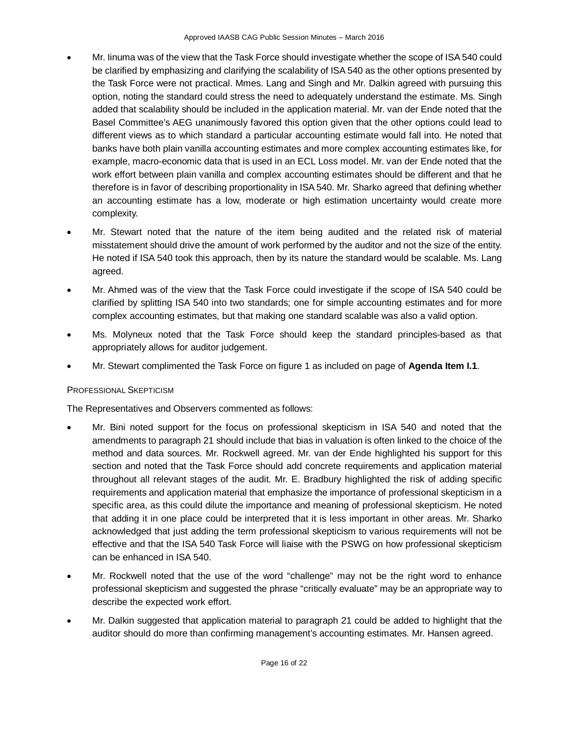- Mr. Iinuma was of the view that the Task Force should investigate whether the scope of ISA 540 could be clarified by emphasizing and clarifying the scalability of ISA 540 as the other options presented by the Task Force were not practical. Mmes. Lang and Singh and Mr. Dalkin agreed with pursuing this option, noting the standard could stress the need to adequately understand the estimate. Ms. Singh added that scalability should be included in the application material. Mr. van der Ende noted that the Basel Committee's AEG unanimously favored this option given that the other options could lead to different views as to which standard a particular accounting estimate would fall into. He noted that banks have both plain vanilla accounting estimates and more complex accounting estimates like, for example, macro-economic data that is used in an ECL Loss model. Mr. van der Ende noted that the work effort between plain vanilla and complex accounting estimates should be different and that he therefore is in favor of describing proportionality in ISA 540. Mr. Sharko agreed that defining whether an accounting estimate has a low, moderate or high estimation uncertainty would create more complexity.
- Mr. Stewart noted that the nature of the item being audited and the related risk of material misstatement should drive the amount of work performed by the auditor and not the size of the entity. He noted if ISA 540 took this approach, then by its nature the standard would be scalable. Ms. Lang agreed.
- Mr. Ahmed was of the view that the Task Force could investigate if the scope of ISA 540 could be clarified by splitting ISA 540 into two standards; one for simple accounting estimates and for more complex accounting estimates, but that making one standard scalable was also a valid option.
- Ms. Molyneux noted that the Task Force should keep the standard principles-based as that appropriately allows for auditor judgement.
- Mr. Stewart complimented the Task Force on figure 1 as included on page of **Agenda Item I.1**.

PROFESSIONAL SKEPTICISM

The Representatives and Observers commented as follows:

- Mr. Bini noted support for the focus on professional skepticism in ISA 540 and noted that the amendments to paragraph 21 should include that bias in valuation is often linked to the choice of the method and data sources. Mr. Rockwell agreed. Mr. van der Ende highlighted his support for this section and noted that the Task Force should add concrete requirements and application material throughout all relevant stages of the audit. Mr. E. Bradbury highlighted the risk of adding specific requirements and application material that emphasize the importance of professional skepticism in a specific area, as this could dilute the importance and meaning of professional skepticism. He noted that adding it in one place could be interpreted that it is less important in other areas. Mr. Sharko acknowledged that just adding the term professional skepticism to various requirements will not be effective and that the ISA 540 Task Force will liaise with the PSWG on how professional skepticism can be enhanced in ISA 540.
- Mr. Rockwell noted that the use of the word "challenge" may not be the right word to enhance professional skepticism and suggested the phrase "critically evaluate" may be an appropriate way to describe the expected work effort.
- Mr. Dalkin suggested that application material to paragraph 21 could be added to highlight that the auditor should do more than confirming management's accounting estimates. Mr. Hansen agreed.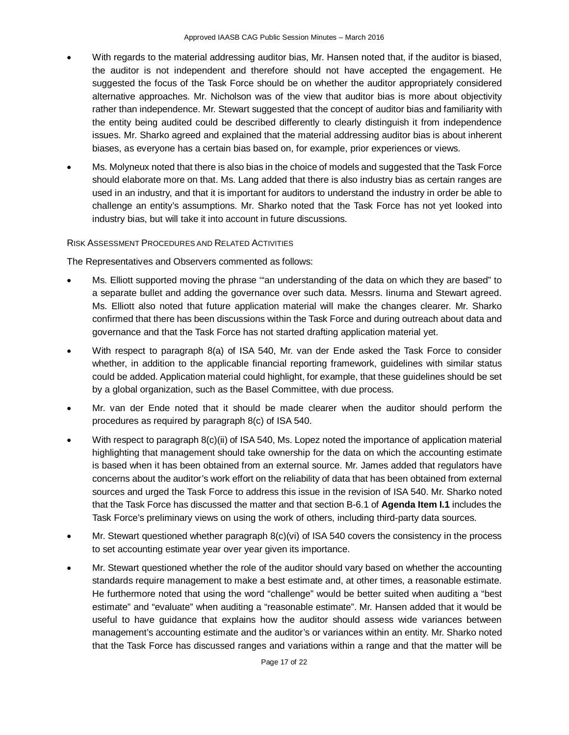- With regards to the material addressing auditor bias, Mr. Hansen noted that, if the auditor is biased, the auditor is not independent and therefore should not have accepted the engagement. He suggested the focus of the Task Force should be on whether the auditor appropriately considered alternative approaches. Mr. Nicholson was of the view that auditor bias is more about objectivity rather than independence. Mr. Stewart suggested that the concept of auditor bias and familiarity with the entity being audited could be described differently to clearly distinguish it from independence issues. Mr. Sharko agreed and explained that the material addressing auditor bias is about inherent biases, as everyone has a certain bias based on, for example, prior experiences or views.
- Ms. Molyneux noted that there is also bias in the choice of models and suggested that the Task Force should elaborate more on that. Ms. Lang added that there is also industry bias as certain ranges are used in an industry, and that it is important for auditors to understand the industry in order be able to challenge an entity's assumptions. Mr. Sharko noted that the Task Force has not yet looked into industry bias, but will take it into account in future discussions.

RISK ASSESSMENT PROCEDURES AND RELATED ACTIVITIES

The Representatives and Observers commented as follows:

- Ms. Elliott supported moving the phrase '"an understanding of the data on which they are based" to a separate bullet and adding the governance over such data. Messrs. Iinuma and Stewart agreed. Ms. Elliott also noted that future application material will make the changes clearer. Mr. Sharko confirmed that there has been discussions within the Task Force and during outreach about data and governance and that the Task Force has not started drafting application material yet.
- With respect to paragraph 8(a) of ISA 540, Mr. van der Ende asked the Task Force to consider whether, in addition to the applicable financial reporting framework, guidelines with similar status could be added. Application material could highlight, for example, that these guidelines should be set by a global organization, such as the Basel Committee, with due process.
- Mr. van der Ende noted that it should be made clearer when the auditor should perform the procedures as required by paragraph 8(c) of ISA 540.
- With respect to paragraph 8(c)(ii) of ISA 540, Ms. Lopez noted the importance of application material highlighting that management should take ownership for the data on which the accounting estimate is based when it has been obtained from an external source. Mr. James added that regulators have concerns about the auditor's work effort on the reliability of data that has been obtained from external sources and urged the Task Force to address this issue in the revision of ISA 540. Mr. Sharko noted that the Task Force has discussed the matter and that section B-6.1 of **Agenda Item I.1** includes the Task Force's preliminary views on using the work of others, including third-party data sources.
- Mr. Stewart questioned whether paragraph 8(c)(vi) of ISA 540 covers the consistency in the process to set accounting estimate year over year given its importance.
- Mr. Stewart questioned whether the role of the auditor should vary based on whether the accounting standards require management to make a best estimate and, at other times, a reasonable estimate. He furthermore noted that using the word "challenge" would be better suited when auditing a "best estimate" and "evaluate" when auditing a "reasonable estimate". Mr. Hansen added that it would be useful to have guidance that explains how the auditor should assess wide variances between management's accounting estimate and the auditor's or variances within an entity. Mr. Sharko noted that the Task Force has discussed ranges and variations within a range and that the matter will be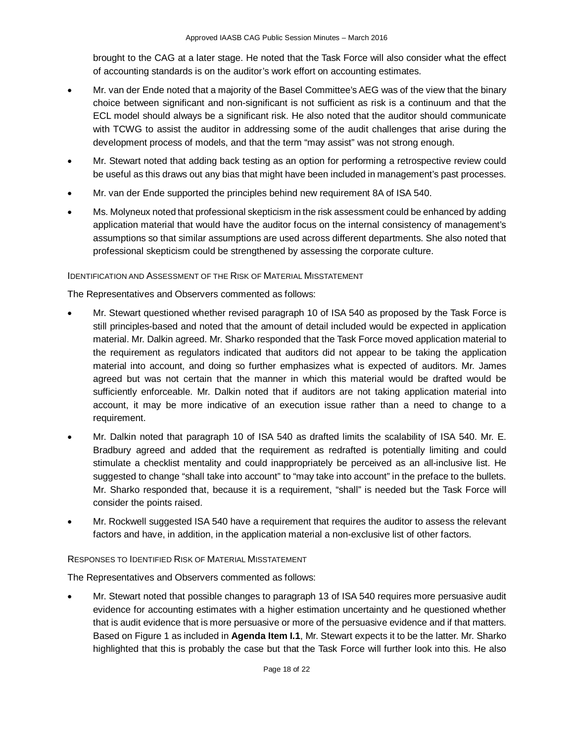brought to the CAG at a later stage. He noted that the Task Force will also consider what the effect of accounting standards is on the auditor's work effort on accounting estimates.

- Mr. van der Ende noted that a majority of the Basel Committee's AEG was of the view that the binary choice between significant and non-significant is not sufficient as risk is a continuum and that the ECL model should always be a significant risk. He also noted that the auditor should communicate with TCWG to assist the auditor in addressing some of the audit challenges that arise during the development process of models, and that the term "may assist" was not strong enough.
- Mr. Stewart noted that adding back testing as an option for performing a retrospective review could be useful as this draws out any bias that might have been included in management's past processes.
- Mr. van der Ende supported the principles behind new requirement 8A of ISA 540.
- Ms. Molyneux noted that professional skepticism in the risk assessment could be enhanced by adding application material that would have the auditor focus on the internal consistency of management's assumptions so that similar assumptions are used across different departments. She also noted that professional skepticism could be strengthened by assessing the corporate culture.

IDENTIFICATION AND ASSESSMENT OF THE RISK OF MATERIAL MISSTATEMENT

The Representatives and Observers commented as follows:

- Mr. Stewart questioned whether revised paragraph 10 of ISA 540 as proposed by the Task Force is still principles-based and noted that the amount of detail included would be expected in application material. Mr. Dalkin agreed. Mr. Sharko responded that the Task Force moved application material to the requirement as regulators indicated that auditors did not appear to be taking the application material into account, and doing so further emphasizes what is expected of auditors. Mr. James agreed but was not certain that the manner in which this material would be drafted would be sufficiently enforceable. Mr. Dalkin noted that if auditors are not taking application material into account, it may be more indicative of an execution issue rather than a need to change to a requirement.
- Mr. Dalkin noted that paragraph 10 of ISA 540 as drafted limits the scalability of ISA 540. Mr. E. Bradbury agreed and added that the requirement as redrafted is potentially limiting and could stimulate a checklist mentality and could inappropriately be perceived as an all-inclusive list. He suggested to change "shall take into account" to "may take into account" in the preface to the bullets. Mr. Sharko responded that, because it is a requirement, "shall" is needed but the Task Force will consider the points raised.
- Mr. Rockwell suggested ISA 540 have a requirement that requires the auditor to assess the relevant factors and have, in addition, in the application material a non-exclusive list of other factors.

RESPONSES TO IDENTIFIED RISK OF MATERIAL MISSTATEMENT

The Representatives and Observers commented as follows:

- Mr. Stewart noted that possible changes to paragraph 13 of ISA 540 requires more persuasive audit evidence for accounting estimates with a higher estimation uncertainty and he questioned whether that is audit evidence that is more persuasive or more of the persuasive evidence and if that matters. Based on Figure 1 as included in **Agenda Item I.1**, Mr. Stewart expects it to be the latter. Mr. Sharko highlighted that this is probably the case but that the Task Force will further look into this. He also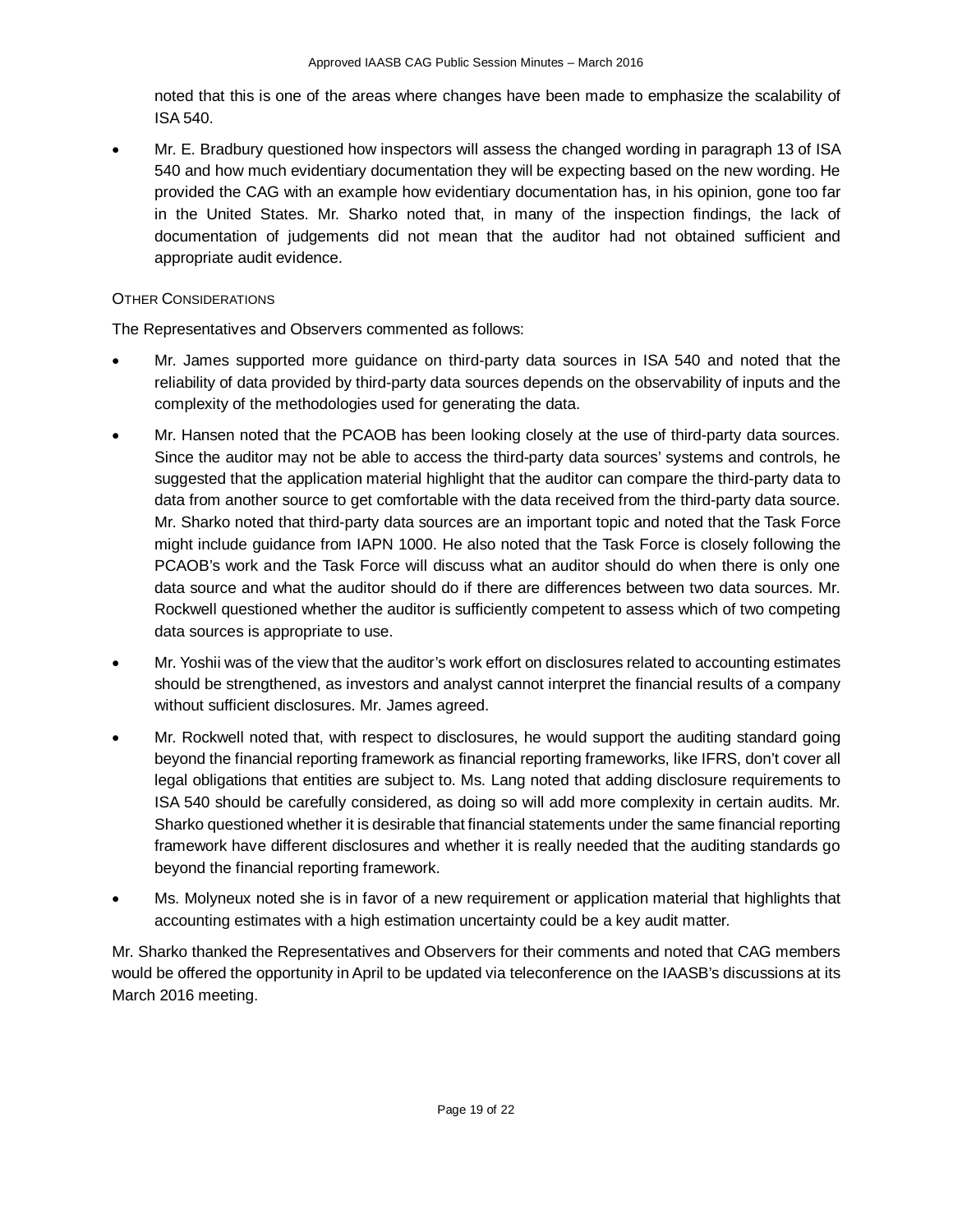noted that this is one of the areas where changes have been made to emphasize the scalability of ISA 540.

- Mr. E. Bradbury questioned how inspectors will assess the changed wording in paragraph 13 of ISA 540 and how much evidentiary documentation they will be expecting based on the new wording. He provided the CAG with an example how evidentiary documentation has, in his opinion, gone too far in the United States. Mr. Sharko noted that, in many of the inspection findings, the lack of documentation of judgements did not mean that the auditor had not obtained sufficient and appropriate audit evidence.

OTHER CONSIDERATIONS

The Representatives and Observers commented as follows:

- Mr. James supported more guidance on third-party data sources in ISA 540 and noted that the reliability of data provided by third-party data sources depends on the observability of inputs and the complexity of the methodologies used for generating the data.
- Mr. Hansen noted that the PCAOB has been looking closely at the use of third-party data sources. Since the auditor may not be able to access the third-party data sources' systems and controls, he suggested that the application material highlight that the auditor can compare the third-party data to data from another source to get comfortable with the data received from the third-party data source. Mr. Sharko noted that third-party data sources are an important topic and noted that the Task Force might include guidance from IAPN 1000. He also noted that the Task Force is closely following the PCAOB's work and the Task Force will discuss what an auditor should do when there is only one data source and what the auditor should do if there are differences between two data sources. Mr. Rockwell questioned whether the auditor is sufficiently competent to assess which of two competing data sources is appropriate to use.
- Mr. Yoshii was of the view that the auditor's work effort on disclosures related to accounting estimates should be strengthened, as investors and analyst cannot interpret the financial results of a company without sufficient disclosures. Mr. James agreed.
- Mr. Rockwell noted that, with respect to disclosures, he would support the auditing standard going beyond the financial reporting framework as financial reporting frameworks, like IFRS, don't cover all legal obligations that entities are subject to. Ms. Lang noted that adding disclosure requirements to ISA 540 should be carefully considered, as doing so will add more complexity in certain audits. Mr. Sharko questioned whether it is desirable that financial statements under the same financial reporting framework have different disclosures and whether it is really needed that the auditing standards go beyond the financial reporting framework.
- Ms. Molyneux noted she is in favor of a new requirement or application material that highlights that accounting estimates with a high estimation uncertainty could be a key audit matter.

Mr. Sharko thanked the Representatives and Observers for their comments and noted that CAG members would be offered the opportunity in April to be updated via teleconference on the IAASB's discussions at its March 2016 meeting.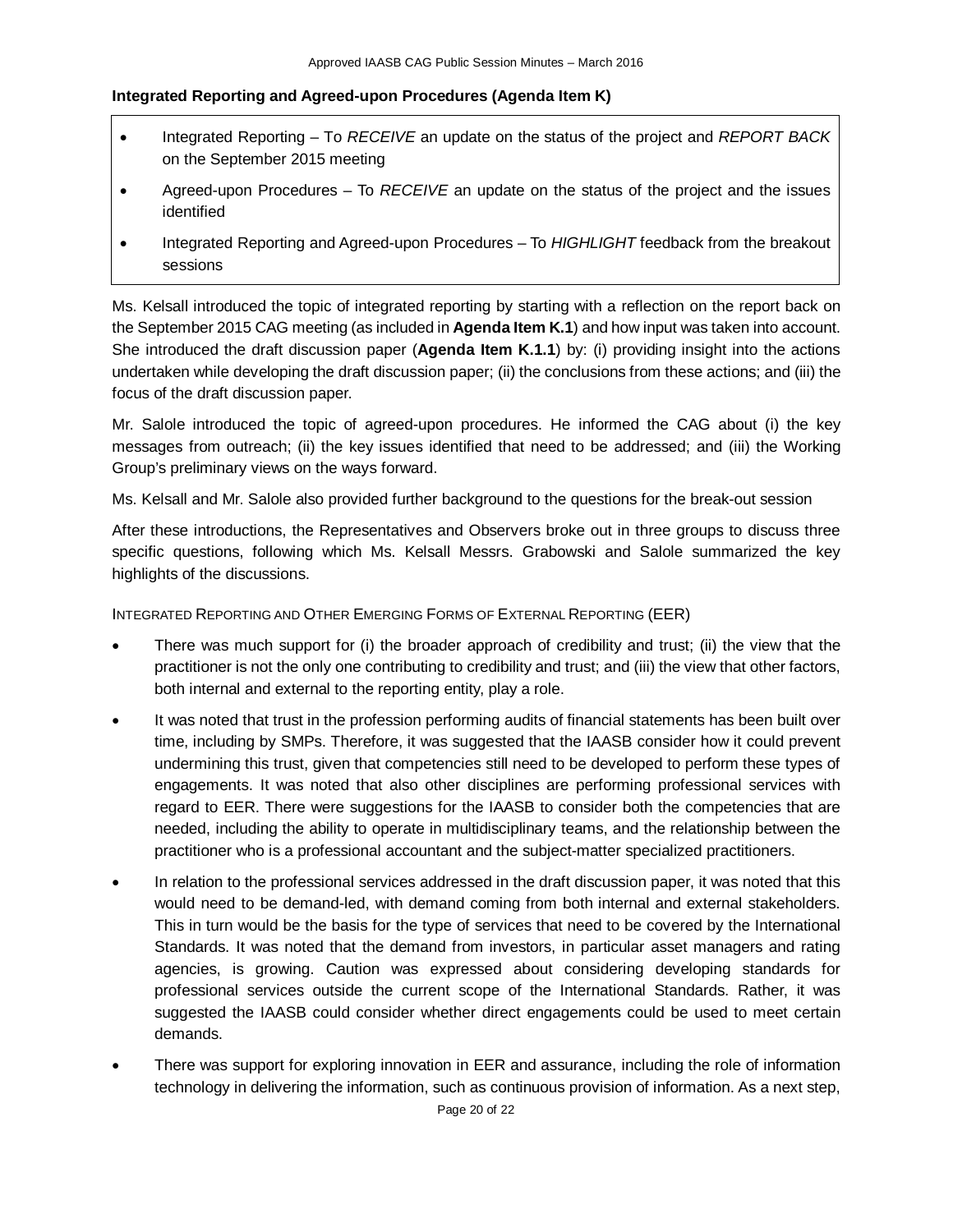**Integrated Reporting and Agreed-upon Procedures (Agenda Item K)**

- Integrated Reporting – To *RECEIVE* an update on the status of the project and *REPORT BACK* on the September 2015 meeting
- Agreed-upon Procedures – To *RECEIVE* an update on the status of the project and the issues identified
- Integrated Reporting and Agreed-upon Procedures – To *HIGHLIGHT* feedback from the breakout sessions

Ms. Kelsall introduced the topic of integrated reporting by starting with a reflection on the report back on the September 2015 CAG meeting (as included in **Agenda Item K.1**) and how input was taken into account. She introduced the draft discussion paper (**Agenda Item K.1.1**) by: (i) providing insight into the actions undertaken while developing the draft discussion paper; (ii) the conclusions from these actions; and (iii) the focus of the draft discussion paper.

Mr. Salole introduced the topic of agreed-upon procedures. He informed the CAG about (i) the key messages from outreach; (ii) the key issues identified that need to be addressed; and (iii) the Working Group's preliminary views on the ways forward.

Ms. Kelsall and Mr. Salole also provided further background to the questions for the break-out session

After these introductions, the Representatives and Observers broke out in three groups to discuss three specific questions, following which Ms. Kelsall Messrs. Grabowski and Salole summarized the key highlights of the discussions.

INTEGRATED REPORTING AND OTHER EMERGING FORMS OF EXTERNAL REPORTING (EER)

- There was much support for (i) the broader approach of credibility and trust; (ii) the view that the practitioner is not the only one contributing to credibility and trust; and (iii) the view that other factors, both internal and external to the reporting entity, play a role.
- It was noted that trust in the profession performing audits of financial statements has been built over time, including by SMPs. Therefore, it was suggested that the IAASB consider how it could prevent undermining this trust, given that competencies still need to be developed to perform these types of engagements. It was noted that also other disciplines are performing professional services with regard to EER. There were suggestions for the IAASB to consider both the competencies that are needed, including the ability to operate in multidisciplinary teams, and the relationship between the practitioner who is a professional accountant and the subject-matter specialized practitioners.
- In relation to the professional services addressed in the draft discussion paper, it was noted that this would need to be demand-led, with demand coming from both internal and external stakeholders. This in turn would be the basis for the type of services that need to be covered by the International Standards. It was noted that the demand from investors, in particular asset managers and rating agencies, is growing. Caution was expressed about considering developing standards for professional services outside the current scope of the International Standards. Rather, it was suggested the IAASB could consider whether direct engagements could be used to meet certain demands.
- There was support for exploring innovation in EER and assurance, including the role of information technology in delivering the information, such as continuous provision of information. As a next step,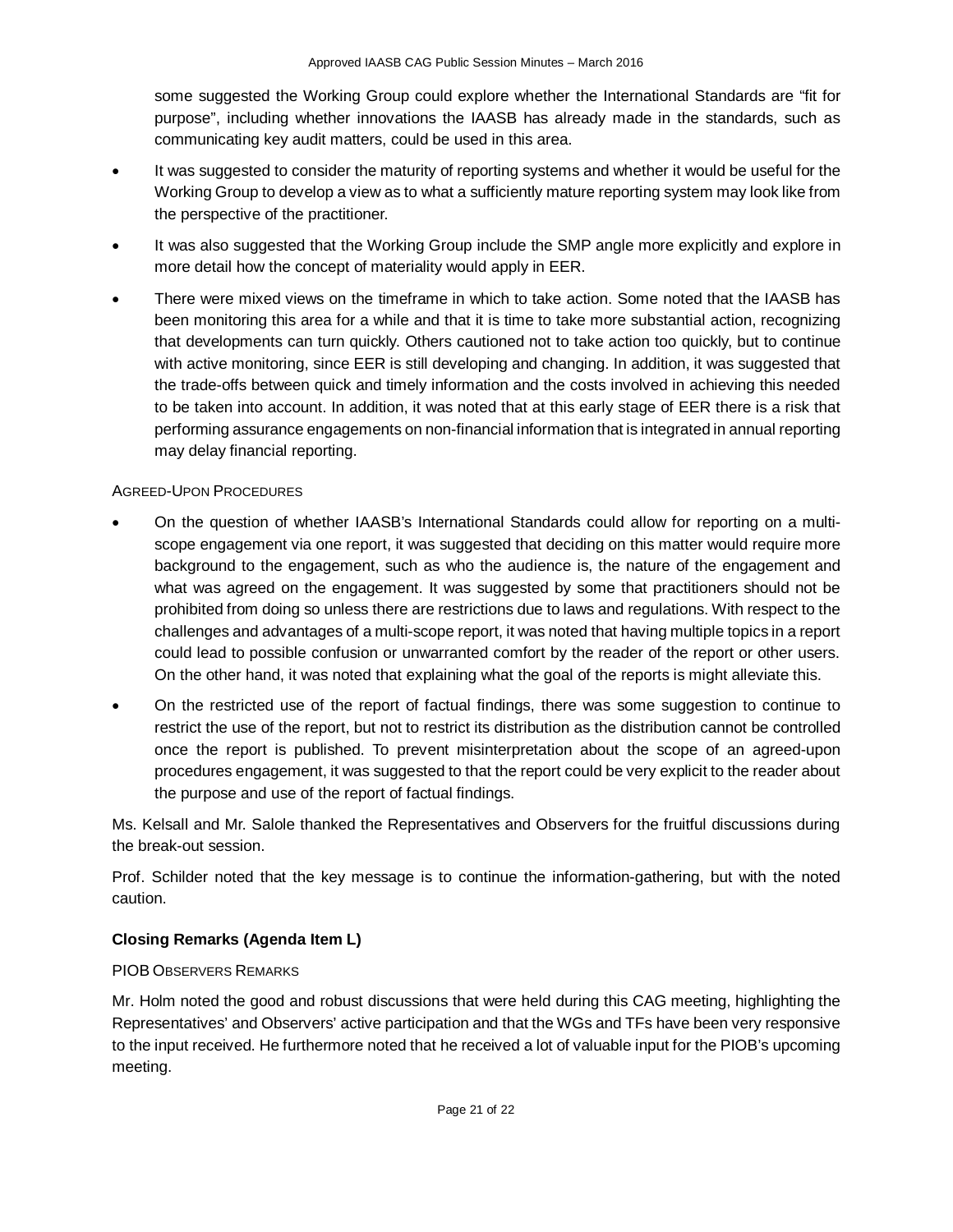some suggested the Working Group could explore whether the International Standards are "fit for purpose", including whether innovations the IAASB has already made in the standards, such as communicating key audit matters, could be used in this area.

- It was suggested to consider the maturity of reporting systems and whether it would be useful for the Working Group to develop a view as to what a sufficiently mature reporting system may look like from the perspective of the practitioner.
- It was also suggested that the Working Group include the SMP angle more explicitly and explore in more detail how the concept of materiality would apply in EER.
- There were mixed views on the timeframe in which to take action. Some noted that the IAASB has been monitoring this area for a while and that it is time to take more substantial action, recognizing that developments can turn quickly. Others cautioned not to take action too quickly, but to continue with active monitoring, since EER is still developing and changing. In addition, it was suggested that the trade-offs between quick and timely information and the costs involved in achieving this needed to be taken into account. In addition, it was noted that at this early stage of EER there is a risk that performing assurance engagements on non-financial information that is integrated in annual reporting may delay financial reporting.

AGREED-UPON PROCEDURES

- On the question of whether IAASB's International Standards could allow for reporting on a multi-scope engagement via one report, it was suggested that deciding on this matter would require more background to the engagement, such as who the audience is, the nature of the engagement and what was agreed on the engagement. It was suggested by some that practitioners should not be prohibited from doing so unless there are restrictions due to laws and regulations. With respect to the challenges and advantages of a multi-scope report, it was noted that having multiple topics in a report could lead to possible confusion or unwarranted comfort by the reader of the report or other users. On the other hand, it was noted that explaining what the goal of the reports is might alleviate this.
- On the restricted use of the report of factual findings, there was some suggestion to continue to restrict the use of the report, but not to restrict its distribution as the distribution cannot be controlled once the report is published. To prevent misinterpretation about the scope of an agreed-upon procedures engagement, it was suggested to that the report could be very explicit to the reader about the purpose and use of the report of factual findings.

Ms. Kelsall and Mr. Salole thanked the Representatives and Observers for the fruitful discussions during the break-out session.

Prof. Schilder noted that the key message is to continue the information-gathering, but with the noted caution.

**Closing Remarks (Agenda Item L)**

PIOB OBSERVERS REMARKS

Mr. Holm noted the good and robust discussions that were held during this CAG meeting, highlighting the Representatives' and Observers' active participation and that the WGs and TFs have been very responsive to the input received. He furthermore noted that he received a lot of valuable input for the PIOB's upcoming meeting.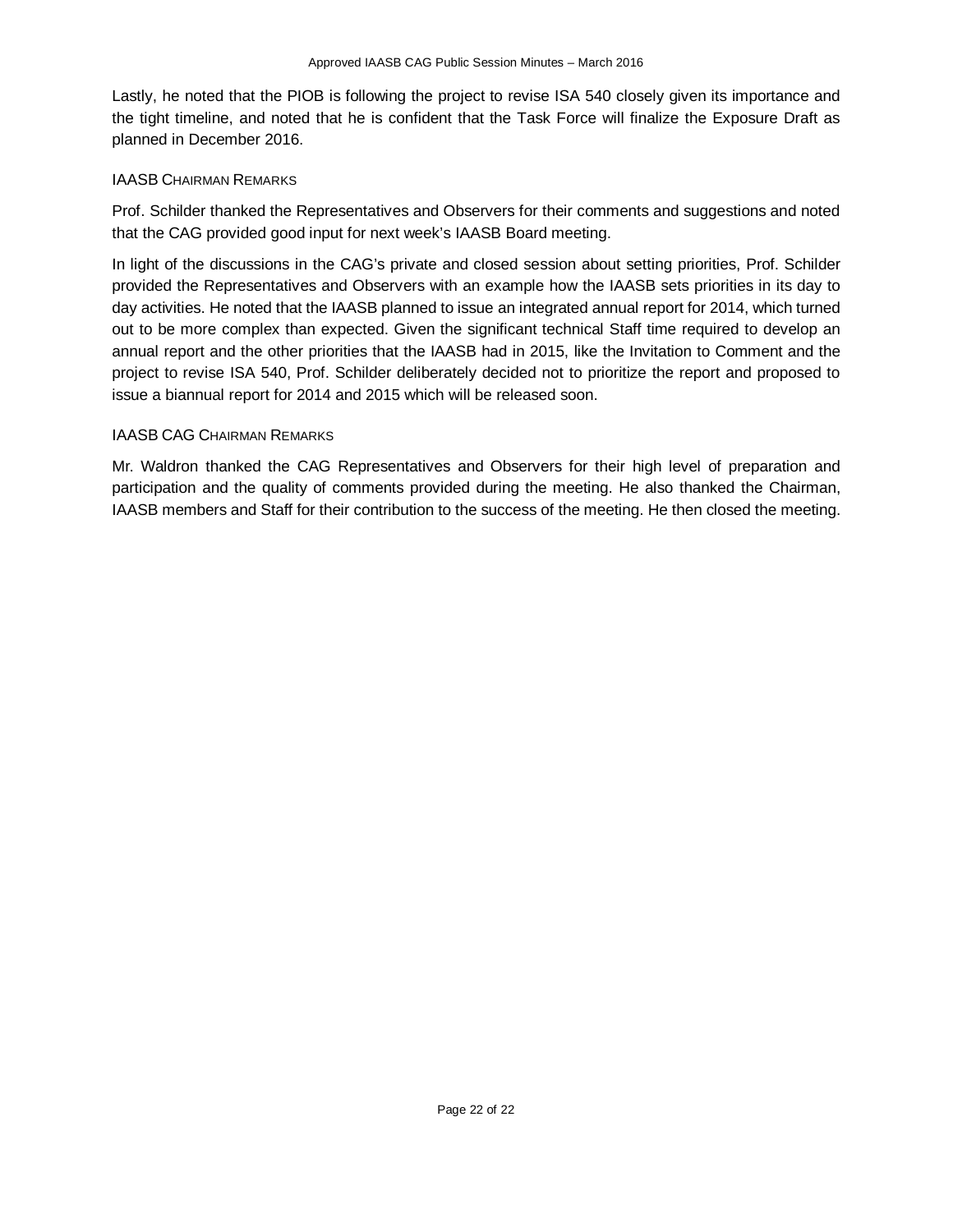Lastly, he noted that the PIOB is following the project to revise ISA 540 closely given its importance and the tight timeline, and noted that he is confident that the Task Force will finalize the Exposure Draft as planned in December 2016.

### IAASB Chairman Remarks

Prof. Schilder thanked the Representatives and Observers for their comments and suggestions and noted that the CAG provided good input for next week's IAASB Board meeting.

In light of the discussions in the CAG's private and closed session about setting priorities, Prof. Schilder provided the Representatives and Observers with an example how the IAASB sets priorities in its day to day activities. He noted that the IAASB planned to issue an integrated annual report for 2014, which turned out to be more complex than expected. Given the significant technical Staff time required to develop an annual report and the other priorities that the IAASB had in 2015, like the Invitation to Comment and the project to revise ISA 540, Prof. Schilder deliberately decided not to prioritize the report and proposed to issue a biannual report for 2014 and 2015 which will be released soon.

### IAASB CAG Chairman Remarks

Mr. Waldron thanked the CAG Representatives and Observers for their high level of preparation and participation and the quality of comments provided during the meeting. He also thanked the Chairman, IAASB members and Staff for their contribution to the success of the meeting. He then closed the meeting.